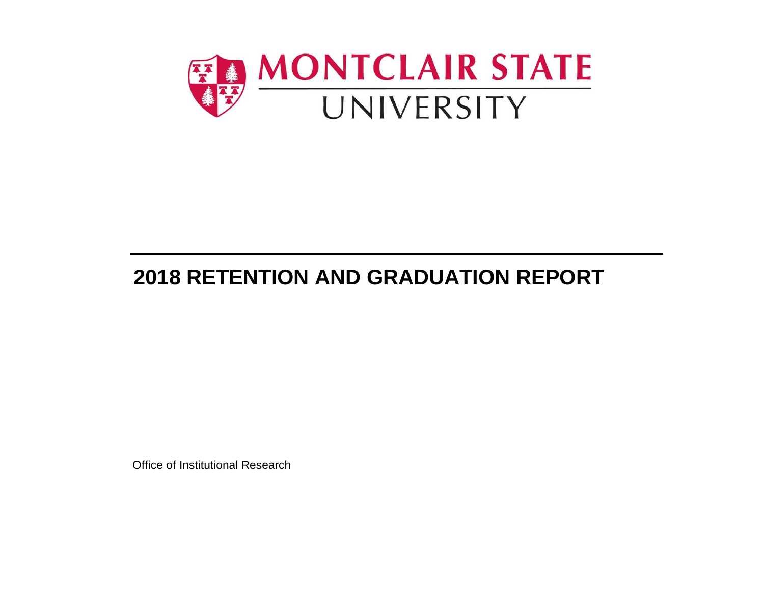MONTCLAIR STATE UNIVERSITY

# 2018 RETENTION AND GRADUATION REPORT

Office of Institutional Research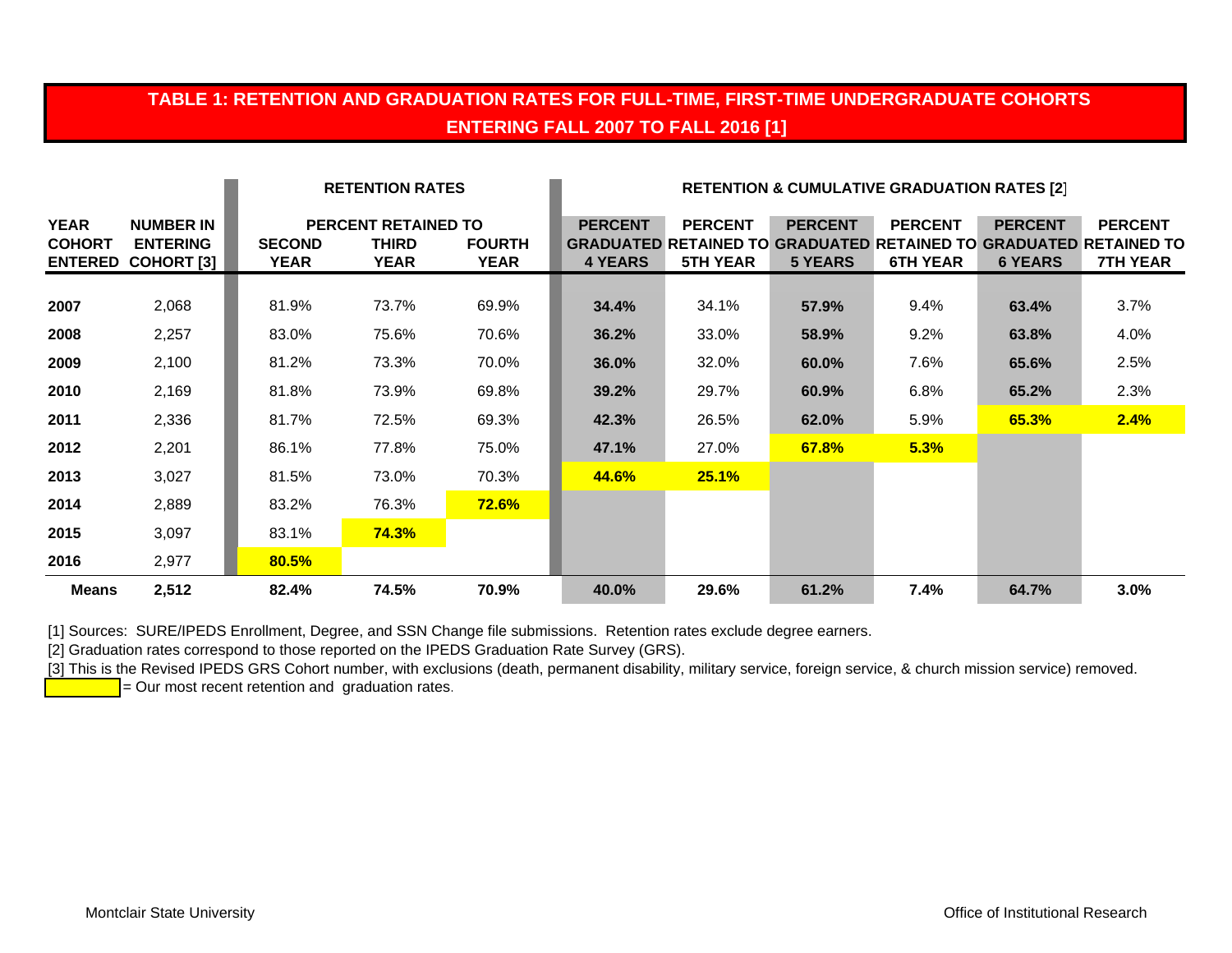## TABLE 1: RETENTION AND GRADUATION RATES FOR FULL-TIME, FIRST-TIME UNDERGRADUATE COHORTS ENTERING FALL 2007 TO FALL 2016 [1]

| | | RETENTION RATES | | | RETENTION & CUMULATIVE GRADUATION RATES [2] | | | | | |
|---|---|---|---|---|---|---|---|---|---|---|
| | | PERCENT RETAINED TO | | | | | | | | |
| YEAR COHORT ENTERED | NUMBER IN ENTERING COHORT [3] | SECOND YEAR | THIRD YEAR | FOURTH YEAR | PERCENT GRADUATED 4 YEARS | PERCENT RETAINED TO 5TH YEAR | PERCENT GRADUATED 5 YEARS | PERCENT RETAINED TO 6TH YEAR | PERCENT GRADUATED 6 YEARS | PERCENT RETAINED TO 7TH YEAR |
| **2007** | 2,068 | 81.9% | 73.7% | 69.9% | **34.4%** | 34.1% | **57.9%** | 9.4% | **63.4%** | 3.7% |
| **2008** | 2,257 | 83.0% | 75.6% | 70.6% | **36.2%** | 33.0% | **58.9%** | 9.2% | **63.8%** | 4.0% |
| **2009** | 2,100 | 81.2% | 73.3% | 70.0% | **36.0%** | 32.0% | **60.0%** | 7.6% | **65.6%** | 2.5% |
| **2010** | 2,169 | 81.8% | 73.9% | 69.8% | **39.2%** | 29.7% | **60.9%** | 6.8% | **65.2%** | 2.3% |
| **2011** | 2,336 | 81.7% | 72.5% | 69.3% | **42.3%** | 26.5% | **62.0%** | 5.9% | **65.3%** | **2.4%** |
| **2012** | 2,201 | 86.1% | 77.8% | 75.0% | **47.1%** | 27.0% | **67.8%** | **5.3%** | | |
| **2013** | 3,027 | 81.5% | 73.0% | 70.3% | **44.6%** | **25.1%** | | | | |
| **2014** | 2,889 | 83.2% | 76.3% | **72.6%** | | | | | | |
| **2015** | 3,097 | 83.1% | **74.3%** | | | | | | | |
| **2016** | 2,977 | **80.5%** | | | | | | | | |
| **Means** | **2,512** | **82.4%** | **74.5%** | **70.9%** | **40.0%** | **29.6%** | **61.2%** | **7.4%** | **64.7%** | **3.0%** |

[1] Sources: SURE/IPEDS Enrollment, Degree, and SSN Change file submissions. Retention rates exclude degree earners.

[2] Graduation rates correspond to those reported on the IPEDS Graduation Rate Survey (GRS).

[3] This is the Revised IPEDS GRS Cohort number, with exclusions (death, permanent disability, military service, foreign service, & church mission service) removed.

(Highlighted) = Our most recent retention and graduation rates.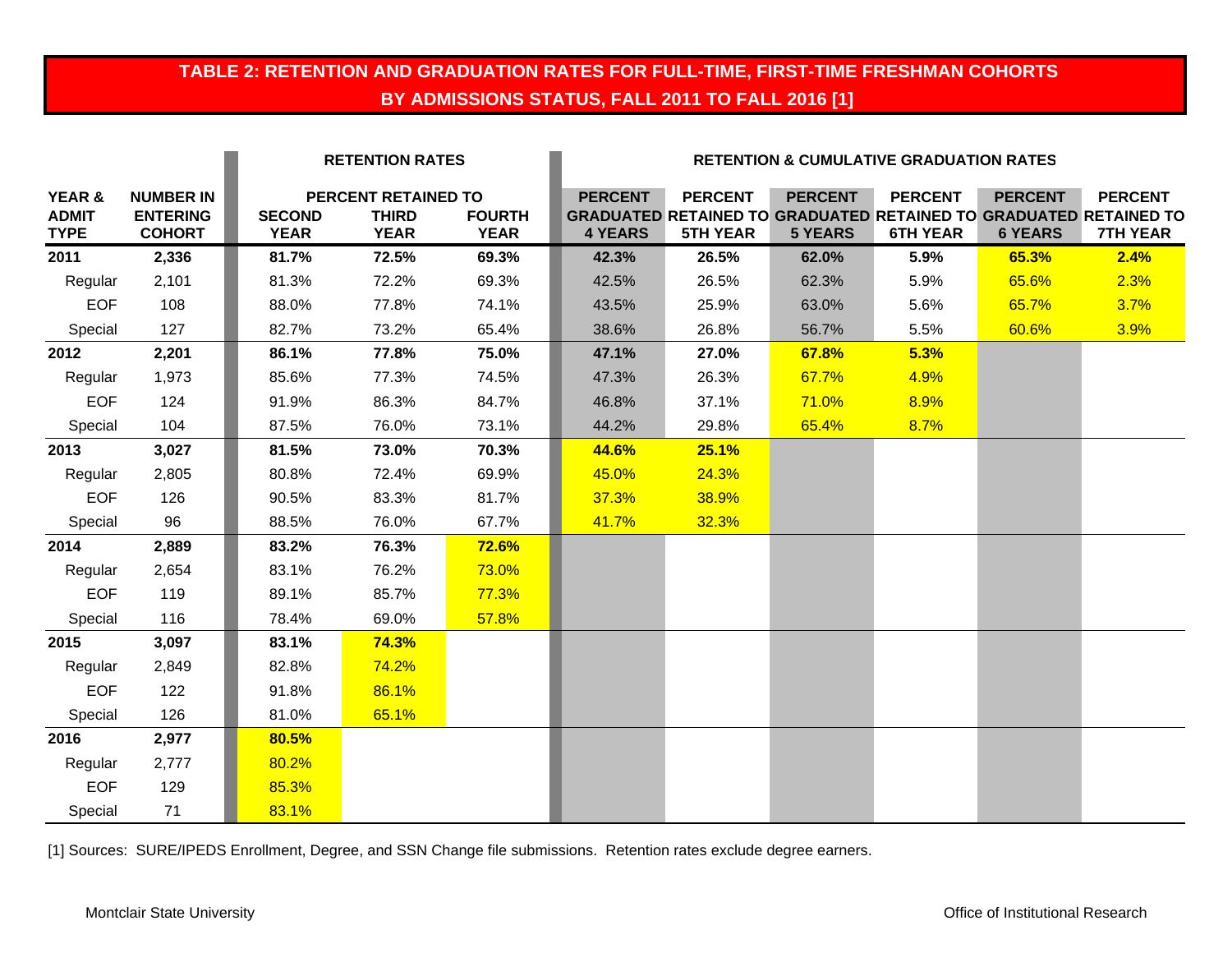## TABLE 2: RETENTION AND GRADUATION RATES FOR FULL-TIME, FIRST-TIME FRESHMAN COHORTS BY ADMISSIONS STATUS, FALL 2011 TO FALL 2016 [1]

| | | RETENTION RATES | | | RETENTION & CUMULATIVE GRADUATION RATES | | | | | |
|---|---|---|---|---|---|---|---|---|---|---|
| | | PERCENT RETAINED TO | | | | | | | | |
| YEAR & ADMIT TYPE | NUMBER IN ENTERING COHORT | SECOND YEAR | THIRD YEAR | FOURTH YEAR | PERCENT GRADUATED 4 YEARS | PERCENT RETAINED TO 5TH YEAR | PERCENT GRADUATED 5 YEARS | PERCENT RETAINED TO 6TH YEAR | PERCENT GRADUATED 6 YEARS | PERCENT RETAINED TO 7TH YEAR |
| **2011** | **2,336** | **81.7%** | **72.5%** | **69.3%** | **42.3%** | **26.5%** | **62.0%** | **5.9%** | **65.3%** | **2.4%** |
| Regular | 2,101 | 81.3% | 72.2% | 69.3% | 42.5% | 26.5% | 62.3% | 5.9% | 65.6% | 2.3% |
| EOF | 108 | 88.0% | 77.8% | 74.1% | 43.5% | 25.9% | 63.0% | 5.6% | 65.7% | 3.7% |
| Special | 127 | 82.7% | 73.2% | 65.4% | 38.6% | 26.8% | 56.7% | 5.5% | 60.6% | 3.9% |
| **2012** | **2,201** | **86.1%** | **77.8%** | **75.0%** | **47.1%** | **27.0%** | **67.8%** | **5.3%** | | |
| Regular | 1,973 | 85.6% | 77.3% | 74.5% | 47.3% | 26.3% | 67.7% | 4.9% | | |
| EOF | 124 | 91.9% | 86.3% | 84.7% | 46.8% | 37.1% | 71.0% | 8.9% | | |
| Special | 104 | 87.5% | 76.0% | 73.1% | 44.2% | 29.8% | 65.4% | 8.7% | | |
| **2013** | **3,027** | **81.5%** | **73.0%** | **70.3%** | **44.6%** | **25.1%** | | | | |
| Regular | 2,805 | 80.8% | 72.4% | 69.9% | 45.0% | 24.3% | | | | |
| EOF | 126 | 90.5% | 83.3% | 81.7% | 37.3% | 38.9% | | | | |
| Special | 96 | 88.5% | 76.0% | 67.7% | 41.7% | 32.3% | | | | |
| **2014** | **2,889** | **83.2%** | **76.3%** | **72.6%** | | | | | | |
| Regular | 2,654 | 83.1% | 76.2% | 73.0% | | | | | | |
| EOF | 119 | 89.1% | 85.7% | 77.3% | | | | | | |
| Special | 116 | 78.4% | 69.0% | 57.8% | | | | | | |
| **2015** | **3,097** | **83.1%** | **74.3%** | | | | | | | |
| Regular | 2,849 | 82.8% | 74.2% | | | | | | | |
| EOF | 122 | 91.8% | 86.1% | | | | | | | |
| Special | 126 | 81.0% | 65.1% | | | | | | | |
| **2016** | **2,977** | **80.5%** | | | | | | | | |
| Regular | 2,777 | 80.2% | | | | | | | | |
| EOF | 129 | 85.3% | | | | | | | | |
| Special | 71 | 83.1% | | | | | | | | |

[1] Sources: SURE/IPEDS Enrollment, Degree, and SSN Change file submissions. Retention rates exclude degree earners.

Montclair State University

Office of Institutional Research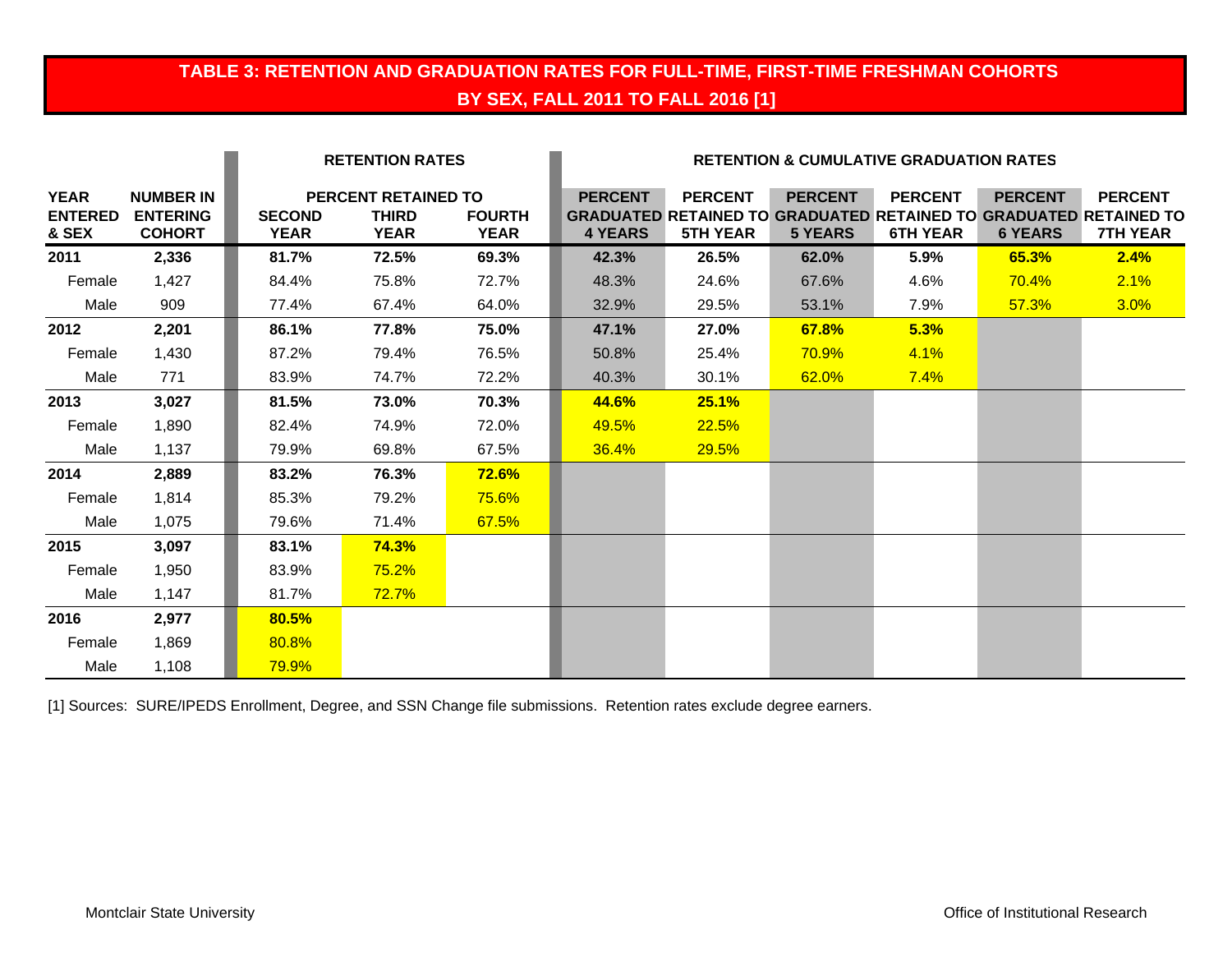# TABLE 3: RETENTION AND GRADUATION RATES FOR FULL-TIME, FIRST-TIME FRESHMAN COHORTS BY SEX, FALL 2011 TO FALL 2016 [1]

| | | RETENTION RATES | | | RETENTION & CUMULATIVE GRADUATION RATES | | | | | |
|---|---|---|---|---|---|---|---|---|---|---|
| | | PERCENT RETAINED TO | | | | | | | | |
| YEAR ENTERED & SEX | NUMBER IN ENTERING COHORT | SECOND YEAR | THIRD YEAR | FOURTH YEAR | PERCENT GRADUATED 4 YEARS | PERCENT RETAINED TO 5TH YEAR | PERCENT GRADUATED 5 YEARS | PERCENT RETAINED TO 6TH YEAR | PERCENT GRADUATED 6 YEARS | PERCENT RETAINED TO 7TH YEAR |
| **2011** | **2,336** | **81.7%** | **72.5%** | **69.3%** | **42.3%** | **26.5%** | **62.0%** | **5.9%** | **65.3%** | **2.4%** |
| Female | 1,427 | 84.4% | 75.8% | 72.7% | 48.3% | 24.6% | 67.6% | 4.6% | 70.4% | 2.1% |
| Male | 909 | 77.4% | 67.4% | 64.0% | 32.9% | 29.5% | 53.1% | 7.9% | 57.3% | 3.0% |
| **2012** | **2,201** | **86.1%** | **77.8%** | **75.0%** | **47.1%** | **27.0%** | **67.8%** | **5.3%** | | |
| Female | 1,430 | 87.2% | 79.4% | 76.5% | 50.8% | 25.4% | 70.9% | 4.1% | | |
| Male | 771 | 83.9% | 74.7% | 72.2% | 40.3% | 30.1% | 62.0% | 7.4% | | |
| **2013** | **3,027** | **81.5%** | **73.0%** | **70.3%** | **44.6%** | **25.1%** | | | | |
| Female | 1,890 | 82.4% | 74.9% | 72.0% | 49.5% | 22.5% | | | | |
| Male | 1,137 | 79.9% | 69.8% | 67.5% | 36.4% | 29.5% | | | | |
| **2014** | **2,889** | **83.2%** | **76.3%** | **72.6%** | | | | | | |
| Female | 1,814 | 85.3% | 79.2% | 75.6% | | | | | | |
| Male | 1,075 | 79.6% | 71.4% | 67.5% | | | | | | |
| **2015** | **3,097** | **83.1%** | **74.3%** | | | | | | | |
| Female | 1,950 | 83.9% | 75.2% | | | | | | | |
| Male | 1,147 | 81.7% | 72.7% | | | | | | | |
| **2016** | **2,977** | **80.5%** | | | | | | | | |
| Female | 1,869 | 80.8% | | | | | | | | |
| Male | 1,108 | 79.9% | | | | | | | | |

[1] Sources: SURE/IPEDS Enrollment, Degree, and SSN Change file submissions. Retention rates exclude degree earners.

Montclair State University Office of Institutional Research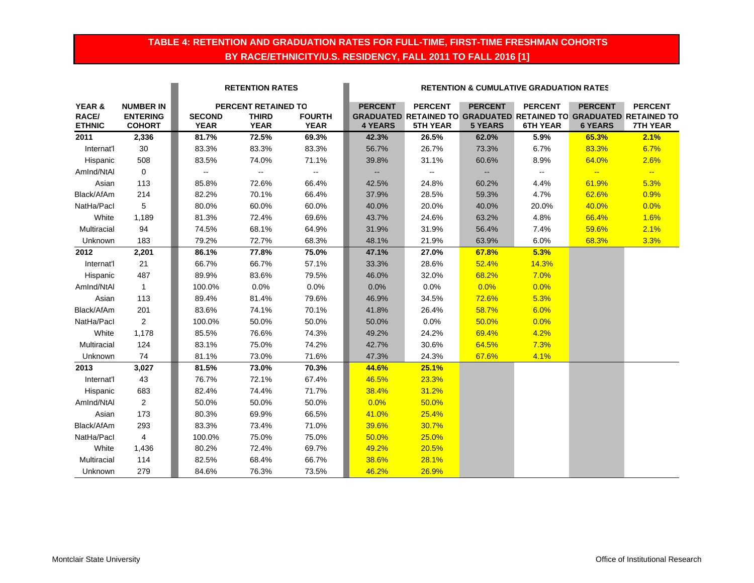## TABLE 4: RETENTION AND GRADUATION RATES FOR FULL-TIME, FIRST-TIME FRESHMAN COHORTS BY RACE/ETHNICITY/U.S. RESIDENCY, FALL 2011 TO FALL 2016 [1]

| | | RETENTION RATES | | | RETENTION & CUMULATIVE GRADUATION RATES | | | | | |
|---|---|---|---|---|---|---|---|---|---|---|
| | | PERCENT RETAINED TO | | | | | | | | |
| YEAR & RACE/ ETHNIC | NUMBER IN ENTERING COHORT | SECOND YEAR | THIRD YEAR | FOURTH YEAR | PERCENT GRADUATED 4 YEARS | PERCENT RETAINED TO 5TH YEAR | PERCENT GRADUATED 5 YEARS | PERCENT RETAINED TO 6TH YEAR | PERCENT GRADUATED 6 YEARS | PERCENT RETAINED TO 7TH YEAR |
| **2011** | **2,336** | **81.7%** | **72.5%** | **69.3%** | **42.3%** | **26.5%** | **62.0%** | **5.9%** | **65.3%** | **2.1%** |
| Internat'l | 30 | 83.3% | 83.3% | 83.3% | 56.7% | 26.7% | 73.3% | 6.7% | 83.3% | 6.7% |
| Hispanic | 508 | 83.5% | 74.0% | 71.1% | 39.8% | 31.1% | 60.6% | 8.9% | 64.0% | 2.6% |
| AmInd/NtAl | 0 | -- | -- | -- | -- | -- | -- | -- | -- | -- |
| Asian | 113 | 85.8% | 72.6% | 66.4% | 42.5% | 24.8% | 60.2% | 4.4% | 61.9% | 5.3% |
| Black/AfAm | 214 | 82.2% | 70.1% | 66.4% | 37.9% | 28.5% | 59.3% | 4.7% | 62.6% | 0.9% |
| NatHa/PacI | 5 | 80.0% | 60.0% | 60.0% | 40.0% | 20.0% | 40.0% | 20.0% | 40.0% | 0.0% |
| White | 1,189 | 81.3% | 72.4% | 69.6% | 43.7% | 24.6% | 63.2% | 4.8% | 66.4% | 1.6% |
| Multiracial | 94 | 74.5% | 68.1% | 64.9% | 31.9% | 31.9% | 56.4% | 7.4% | 59.6% | 2.1% |
| Unknown | 183 | 79.2% | 72.7% | 68.3% | 48.1% | 21.9% | 63.9% | 6.0% | 68.3% | 3.3% |
| **2012** | **2,201** | **86.1%** | **77.8%** | **75.0%** | **47.1%** | **27.0%** | **67.8%** | **5.3%** | | |
| Internat'l | 21 | 66.7% | 66.7% | 57.1% | 33.3% | 28.6% | 52.4% | 14.3% | | |
| Hispanic | 487 | 89.9% | 83.6% | 79.5% | 46.0% | 32.0% | 68.2% | 7.0% | | |
| AmInd/NtAl | 1 | 100.0% | 0.0% | 0.0% | 0.0% | 0.0% | 0.0% | 0.0% | | |
| Asian | 113 | 89.4% | 81.4% | 79.6% | 46.9% | 34.5% | 72.6% | 5.3% | | |
| Black/AfAm | 201 | 83.6% | 74.1% | 70.1% | 41.8% | 26.4% | 58.7% | 6.0% | | |
| NatHa/PacI | 2 | 100.0% | 50.0% | 50.0% | 50.0% | 0.0% | 50.0% | 0.0% | | |
| White | 1,178 | 85.5% | 76.6% | 74.3% | 49.2% | 24.2% | 69.4% | 4.2% | | |
| Multiracial | 124 | 83.1% | 75.0% | 74.2% | 42.7% | 30.6% | 64.5% | 7.3% | | |
| Unknown | 74 | 81.1% | 73.0% | 71.6% | 47.3% | 24.3% | 67.6% | 4.1% | | |
| **2013** | **3,027** | **81.5%** | **73.0%** | **70.3%** | **44.6%** | **25.1%** | | | | |
| Internat'l | 43 | 76.7% | 72.1% | 67.4% | 46.5% | 23.3% | | | | |
| Hispanic | 683 | 82.4% | 74.4% | 71.7% | 38.4% | 31.2% | | | | |
| AmInd/NtAl | 2 | 50.0% | 50.0% | 50.0% | 0.0% | 50.0% | | | | |
| Asian | 173 | 80.3% | 69.9% | 66.5% | 41.0% | 25.4% | | | | |
| Black/AfAm | 293 | 83.3% | 73.4% | 71.0% | 39.6% | 30.7% | | | | |
| NatHa/PacI | 4 | 100.0% | 75.0% | 75.0% | 50.0% | 25.0% | | | | |
| White | 1,436 | 80.2% | 72.4% | 69.7% | 49.2% | 20.5% | | | | |
| Multiracial | 114 | 82.5% | 68.4% | 66.7% | 38.6% | 28.1% | | | | |
| Unknown | 279 | 84.6% | 76.3% | 73.5% | 46.2% | 26.9% | | | | |

Montclair State University — Office of Institutional Research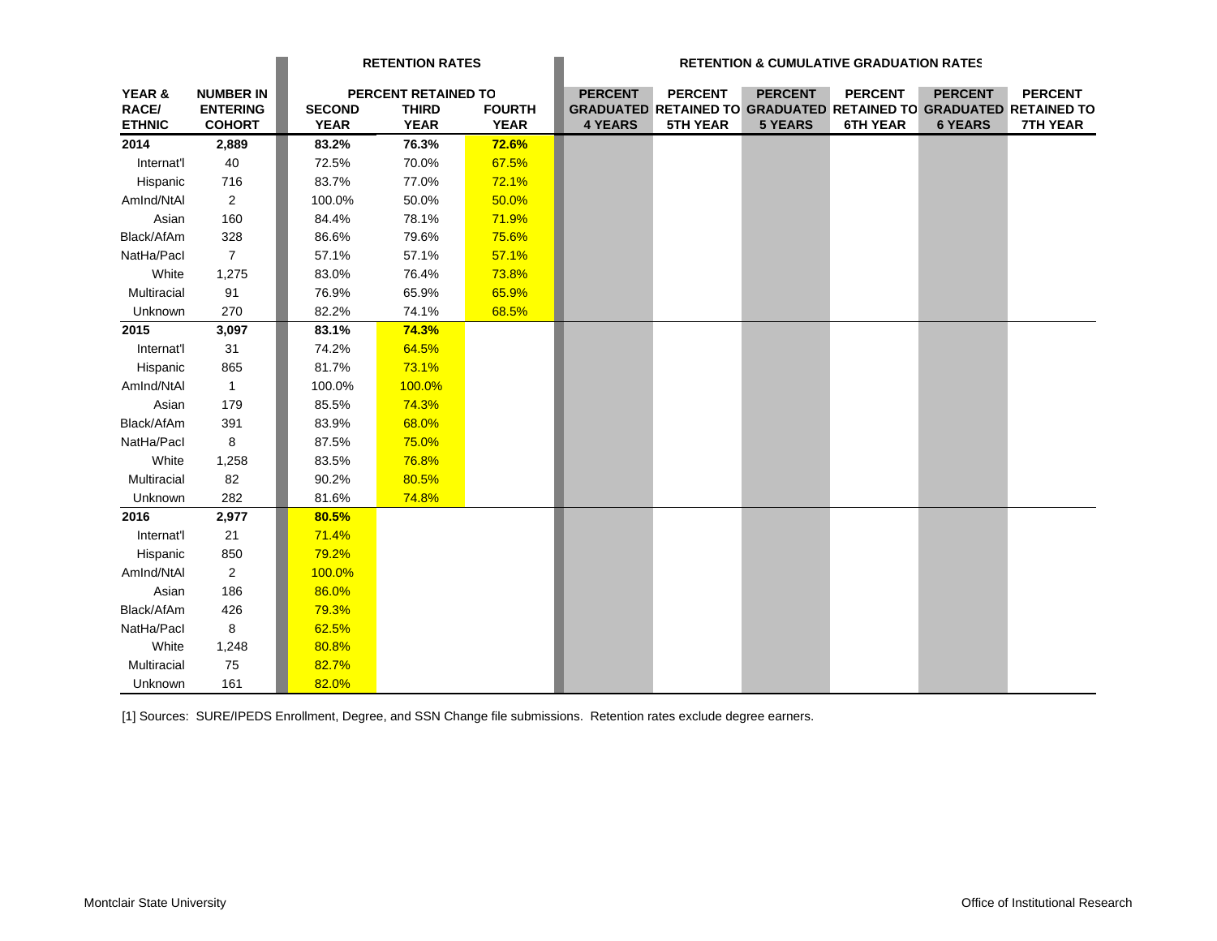| YEAR & RACE/ ETHNIC | NUMBER IN ENTERING COHORT | RETENTION RATES | | | RETENTION & CUMULATIVE GRADUATION RATES | | | | | |
|---|---|---|---|---|---|---|---|---|---|---|
| | | PERCENT RETAINED TO | | | | | | | | |
| | | SECOND YEAR | THIRD YEAR | FOURTH YEAR | PERCENT GRADUATED 4 YEARS | PERCENT RETAINED TO 5TH YEAR | PERCENT GRADUATED 5 YEARS | PERCENT RETAINED TO 6TH YEAR | PERCENT GRADUATED 6 YEARS | PERCENT RETAINED TO 7TH YEAR |
| **2014** | **2,889** | **83.2%** | **76.3%** | **72.6%** | | | | | | |
| Internat'l | 40 | 72.5% | 70.0% | 67.5% | | | | | | |
| Hispanic | 716 | 83.7% | 77.0% | 72.1% | | | | | | |
| AmInd/NtAl | 2 | 100.0% | 50.0% | 50.0% | | | | | | |
| Asian | 160 | 84.4% | 78.1% | 71.9% | | | | | | |
| Black/AfAm | 328 | 86.6% | 79.6% | 75.6% | | | | | | |
| NatHa/PacI | 7 | 57.1% | 57.1% | 57.1% | | | | | | |
| White | 1,275 | 83.0% | 76.4% | 73.8% | | | | | | |
| Multiracial | 91 | 76.9% | 65.9% | 65.9% | | | | | | |
| Unknown | 270 | 82.2% | 74.1% | 68.5% | | | | | | |
| **2015** | **3,097** | **83.1%** | **74.3%** | | | | | | | |
| Internat'l | 31 | 74.2% | 64.5% | | | | | | | |
| Hispanic | 865 | 81.7% | 73.1% | | | | | | | |
| AmInd/NtAl | 1 | 100.0% | 100.0% | | | | | | | |
| Asian | 179 | 85.5% | 74.3% | | | | | | | |
| Black/AfAm | 391 | 83.9% | 68.0% | | | | | | | |
| NatHa/PacI | 8 | 87.5% | 75.0% | | | | | | | |
| White | 1,258 | 83.5% | 76.8% | | | | | | | |
| Multiracial | 82 | 90.2% | 80.5% | | | | | | | |
| Unknown | 282 | 81.6% | 74.8% | | | | | | | |
| **2016** | **2,977** | **80.5%** | | | | | | | | |
| Internat'l | 21 | 71.4% | | | | | | | | |
| Hispanic | 850 | 79.2% | | | | | | | | |
| AmInd/NtAl | 2 | 100.0% | | | | | | | | |
| Asian | 186 | 86.0% | | | | | | | | |
| Black/AfAm | 426 | 79.3% | | | | | | | | |
| NatHa/PacI | 8 | 62.5% | | | | | | | | |
| White | 1,248 | 80.8% | | | | | | | | |
| Multiracial | 75 | 82.7% | | | | | | | | |
| Unknown | 161 | 82.0% | | | | | | | | |

[1] Sources: SURE/IPEDS Enrollment, Degree, and SSN Change file submissions. Retention rates exclude degree earners.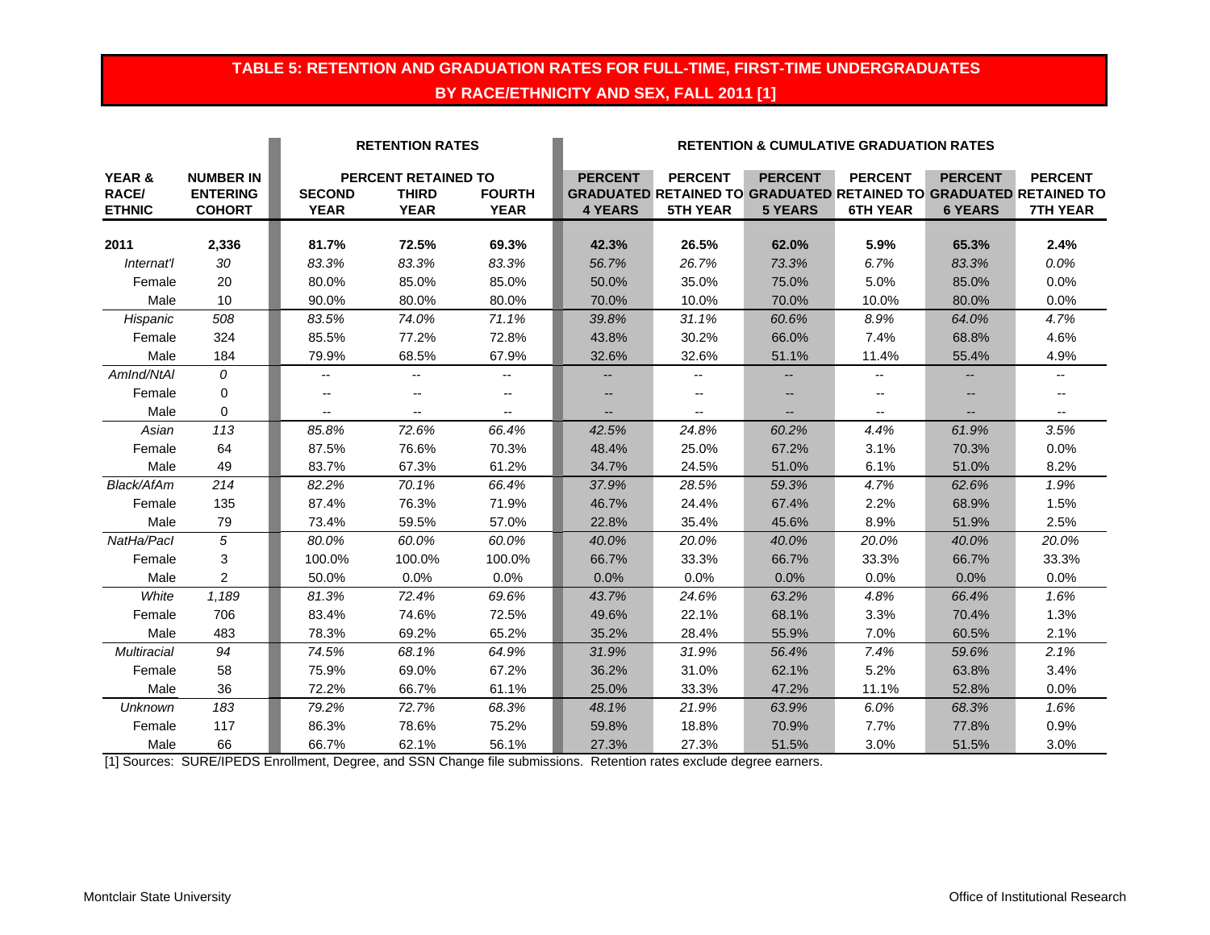# TABLE 5: RETENTION AND GRADUATION RATES FOR FULL-TIME, FIRST-TIME UNDERGRADUATES BY RACE/ETHNICITY AND SEX, FALL 2011 [1]

| YEAR & RACE/ ETHNIC | NUMBER IN ENTERING COHORT | RETENTION RATES | | | RETENTION & CUMULATIVE GRADUATION RATES | | | | | |
|---|---|---|---|---|---|---|---|---|---|---|
| | | PERCENT RETAINED TO | | | | | | | | |
| | | SECOND YEAR | THIRD YEAR | FOURTH YEAR | PERCENT GRADUATED 4 YEARS | PERCENT RETAINED TO 5TH YEAR | PERCENT GRADUATED 5 YEARS | PERCENT RETAINED TO 6TH YEAR | PERCENT GRADUATED 6 YEARS | PERCENT RETAINED TO 7TH YEAR |
| **2011** | **2,336** | **81.7%** | **72.5%** | **69.3%** | **42.3%** | **26.5%** | **62.0%** | **5.9%** | **65.3%** | **2.4%** |
| *Internat'l* | *30* | *83.3%* | *83.3%* | *83.3%* | *56.7%* | *26.7%* | *73.3%* | *6.7%* | *83.3%* | *0.0%* |
| Female | 20 | 80.0% | 85.0% | 85.0% | 50.0% | 35.0% | 75.0% | 5.0% | 85.0% | 0.0% |
| Male | 10 | 90.0% | 80.0% | 80.0% | 70.0% | 10.0% | 70.0% | 10.0% | 80.0% | 0.0% |
| *Hispanic* | *508* | *83.5%* | *74.0%* | *71.1%* | *39.8%* | *31.1%* | *60.6%* | *8.9%* | *64.0%* | *4.7%* |
| Female | 324 | 85.5% | 77.2% | 72.8% | 43.8% | 30.2% | 66.0% | 7.4% | 68.8% | 4.6% |
| Male | 184 | 79.9% | 68.5% | 67.9% | 32.6% | 32.6% | 51.1% | 11.4% | 55.4% | 4.9% |
| *AmInd/NtAl* | *0* | -- | -- | -- | -- | -- | -- | -- | -- | -- |
| Female | 0 | -- | -- | -- | -- | -- | -- | -- | -- | -- |
| Male | 0 | -- | -- | -- | -- | -- | -- | -- | -- | -- |
| *Asian* | *113* | *85.8%* | *72.6%* | *66.4%* | *42.5%* | *24.8%* | *60.2%* | *4.4%* | *61.9%* | *3.5%* |
| Female | 64 | 87.5% | 76.6% | 70.3% | 48.4% | 25.0% | 67.2% | 3.1% | 70.3% | 0.0% |
| Male | 49 | 83.7% | 67.3% | 61.2% | 34.7% | 24.5% | 51.0% | 6.1% | 51.0% | 8.2% |
| *Black/AfAm* | *214* | *82.2%* | *70.1%* | *66.4%* | *37.9%* | *28.5%* | *59.3%* | *4.7%* | *62.6%* | *1.9%* |
| Female | 135 | 87.4% | 76.3% | 71.9% | 46.7% | 24.4% | 67.4% | 2.2% | 68.9% | 1.5% |
| Male | 79 | 73.4% | 59.5% | 57.0% | 22.8% | 35.4% | 45.6% | 8.9% | 51.9% | 2.5% |
| *NatHa/PacI* | *5* | *80.0%* | *60.0%* | *60.0%* | *40.0%* | *20.0%* | *40.0%* | *20.0%* | *40.0%* | *20.0%* |
| Female | 3 | 100.0% | 100.0% | 100.0% | 66.7% | 33.3% | 66.7% | 33.3% | 66.7% | 33.3% |
| Male | 2 | 50.0% | 0.0% | 0.0% | 0.0% | 0.0% | 0.0% | 0.0% | 0.0% | 0.0% |
| *White* | *1,189* | *81.3%* | *72.4%* | *69.6%* | *43.7%* | *24.6%* | *63.2%* | *4.8%* | *66.4%* | *1.6%* |
| Female | 706 | 83.4% | 74.6% | 72.5% | 49.6% | 22.1% | 68.1% | 3.3% | 70.4% | 1.3% |
| Male | 483 | 78.3% | 69.2% | 65.2% | 35.2% | 28.4% | 55.9% | 7.0% | 60.5% | 2.1% |
| *Multiracial* | *94* | *74.5%* | *68.1%* | *64.9%* | *31.9%* | *31.9%* | *56.4%* | *7.4%* | *59.6%* | *2.1%* |
| Female | 58 | 75.9% | 69.0% | 67.2% | 36.2% | 31.0% | 62.1% | 5.2% | 63.8% | 3.4% |
| Male | 36 | 72.2% | 66.7% | 61.1% | 25.0% | 33.3% | 47.2% | 11.1% | 52.8% | 0.0% |
| *Unknown* | *183* | *79.2%* | *72.7%* | *68.3%* | *48.1%* | *21.9%* | *63.9%* | *6.0%* | *68.3%* | *1.6%* |
| Female | 117 | 86.3% | 78.6% | 75.2% | 59.8% | 18.8% | 70.9% | 7.7% | 77.8% | 0.9% |
| Male | 66 | 66.7% | 62.1% | 56.1% | 27.3% | 27.3% | 51.5% | 3.0% | 51.5% | 3.0% |

[1] Sources: SURE/IPEDS Enrollment, Degree, and SSN Change file submissions. Retention rates exclude degree earners.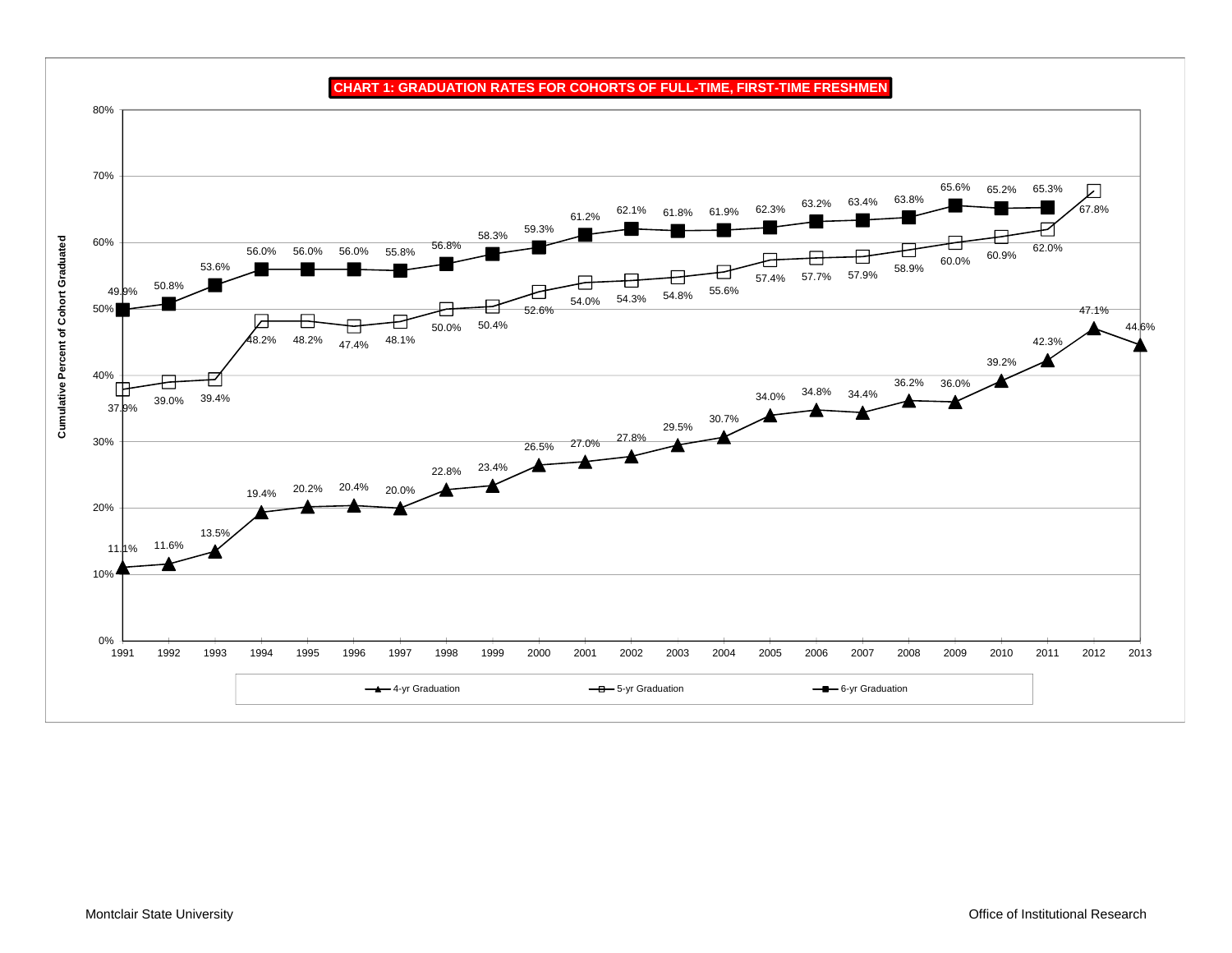**CHART 1: GRADUATION RATES FOR COHORTS OF FULL-TIME, FIRST-TIME FRESHMEN**

Cumulative Percent of Cohort Graduated

| Cohort | 4-yr Graduation | 5-yr Graduation | 6-yr Graduation |
|---|---|---|---|
| 1991 | 11.1% | 37.9% | 49.9% |
| 1992 | 11.6% | 39.0% | 50.8% |
| 1993 | 13.5% | 39.4% | 53.6% |
| 1994 | 19.4% | 48.2% | 56.0% |
| 1995 | 20.2% | 48.2% | 56.0% |
| 1996 | 20.4% | 47.4% | 56.0% |
| 1997 | 20.0% | 48.1% | 55.8% |
| 1998 | 22.8% | 50.0% | 56.8% |
| 1999 | 23.4% | 50.4% | 58.3% |
| 2000 | 26.5% | 52.6% | 59.3% |
| 2001 | 27.0% | 54.0% | 61.2% |
| 2002 | 27.8% | 54.3% | 62.1% |
| 2003 | 29.5% | 54.8% | 61.8% |
| 2004 | 30.7% | 55.6% | 61.9% |
| 2005 | 34.0% | 57.4% | 62.3% |
| 2006 | 34.8% | 57.7% | 63.2% |
| 2007 | 34.4% | 57.9% | 63.4% |
| 2008 | 36.2% | 58.9% | 63.8% |
| 2009 | 36.0% | 60.0% | 65.6% |
| 2010 | 39.2% | 60.9% | 65.2% |
| 2011 | 42.3% | 62.0% | 65.3% |
| 2012 | 47.1% | 67.8% | |
| 2013 | 44.6% | | |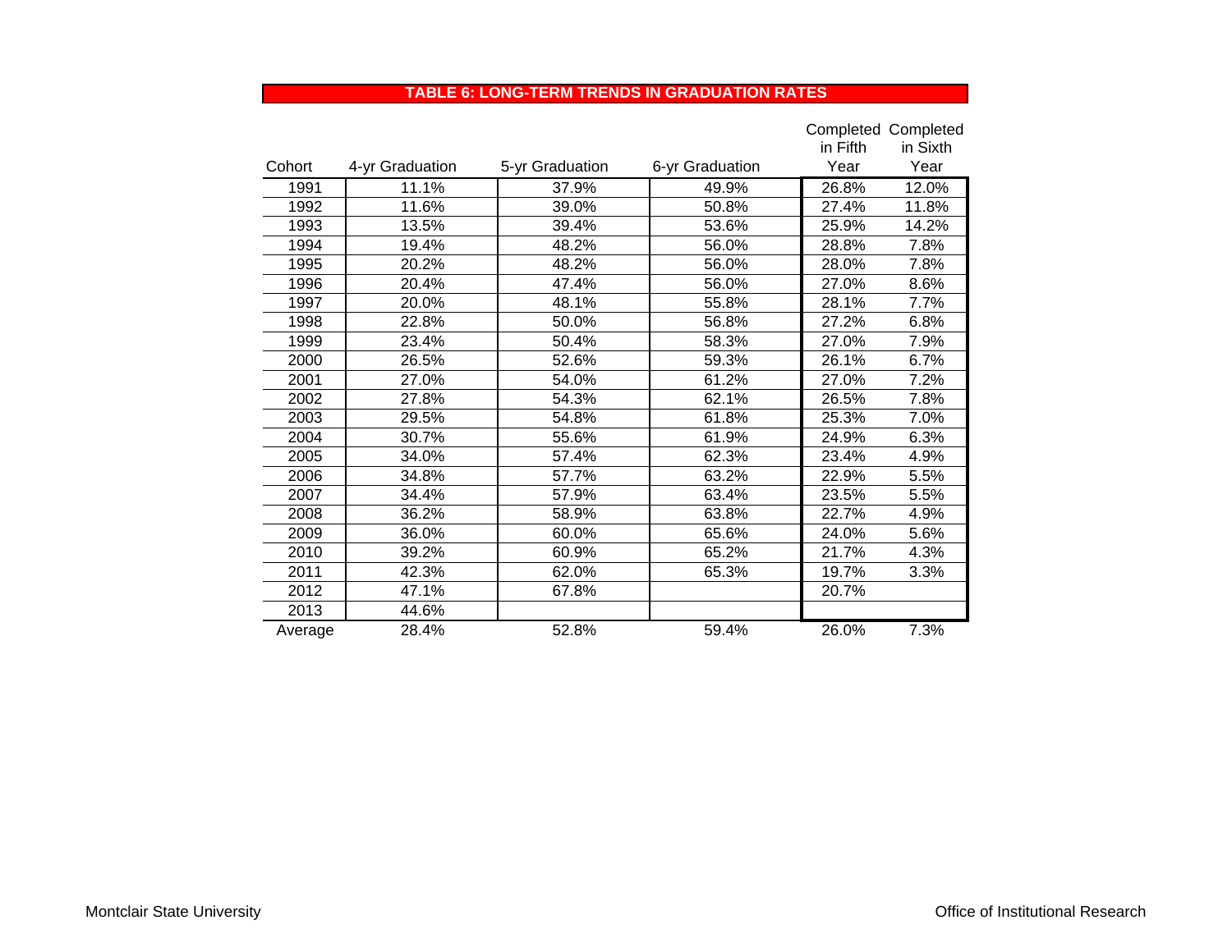## TABLE 6: LONG-TERM TRENDS IN GRADUATION RATES

| Cohort | 4-yr Graduation | 5-yr Graduation | 6-yr Graduation | Completed in Fifth Year | Completed in Sixth Year |
|---|---|---|---|---|---|
| 1991 | 11.1% | 37.9% | 49.9% | 26.8% | 12.0% |
| 1992 | 11.6% | 39.0% | 50.8% | 27.4% | 11.8% |
| 1993 | 13.5% | 39.4% | 53.6% | 25.9% | 14.2% |
| 1994 | 19.4% | 48.2% | 56.0% | 28.8% | 7.8% |
| 1995 | 20.2% | 48.2% | 56.0% | 28.0% | 7.8% |
| 1996 | 20.4% | 47.4% | 56.0% | 27.0% | 8.6% |
| 1997 | 20.0% | 48.1% | 55.8% | 28.1% | 7.7% |
| 1998 | 22.8% | 50.0% | 56.8% | 27.2% | 6.8% |
| 1999 | 23.4% | 50.4% | 58.3% | 27.0% | 7.9% |
| 2000 | 26.5% | 52.6% | 59.3% | 26.1% | 6.7% |
| 2001 | 27.0% | 54.0% | 61.2% | 27.0% | 7.2% |
| 2002 | 27.8% | 54.3% | 62.1% | 26.5% | 7.8% |
| 2003 | 29.5% | 54.8% | 61.8% | 25.3% | 7.0% |
| 2004 | 30.7% | 55.6% | 61.9% | 24.9% | 6.3% |
| 2005 | 34.0% | 57.4% | 62.3% | 23.4% | 4.9% |
| 2006 | 34.8% | 57.7% | 63.2% | 22.9% | 5.5% |
| 2007 | 34.4% | 57.9% | 63.4% | 23.5% | 5.5% |
| 2008 | 36.2% | 58.9% | 63.8% | 22.7% | 4.9% |
| 2009 | 36.0% | 60.0% | 65.6% | 24.0% | 5.6% |
| 2010 | 39.2% | 60.9% | 65.2% | 21.7% | 4.3% |
| 2011 | 42.3% | 62.0% | 65.3% | 19.7% | 3.3% |
| 2012 | 47.1% | 67.8% | | 20.7% | |
| 2013 | 44.6% | | | | |
| Average | 28.4% | 52.8% | 59.4% | 26.0% | 7.3% |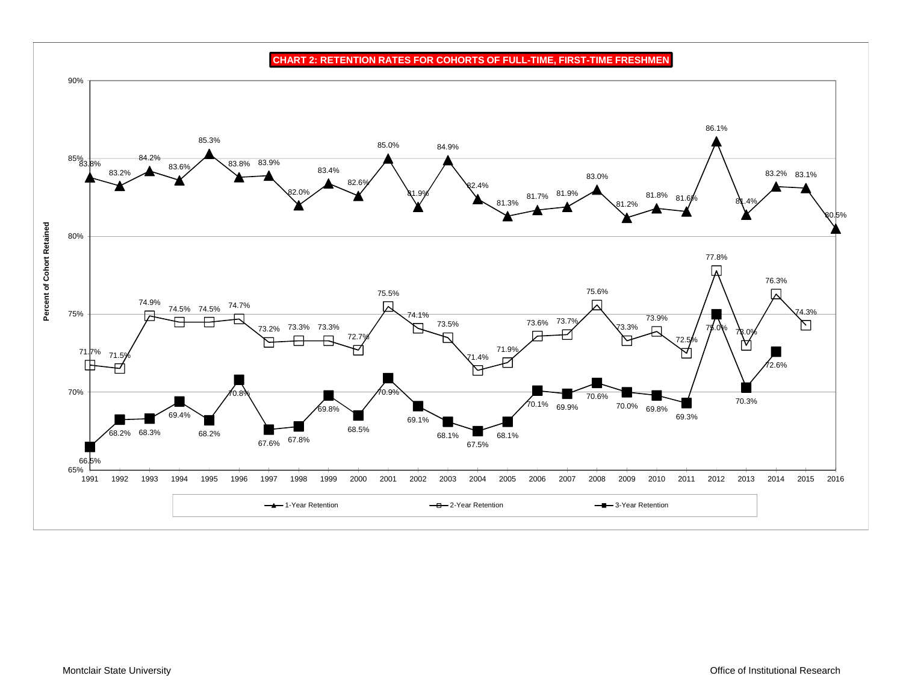## CHART 2: RETENTION RATES FOR COHORTS OF FULL-TIME, FIRST-TIME FRESHMEN

Percent of Cohort Retained

| Cohort | 1-Year Retention | 2-Year Retention | 3-Year Retention |
|---|---|---|---|
| 1991 | 83.8% | 71.7% | 66.5% |
| 1992 | 83.2% | 71.5% | 68.2% |
| 1993 | 84.2% | 74.9% | 68.3% |
| 1994 | 83.6% | 74.5% | 69.4% |
| 1995 | 85.3% | 74.5% | 68.2% |
| 1996 | 83.8% | 74.7% | 70.8% |
| 1997 | 83.9% | 73.2% | 67.6% |
| 1998 | 82.0% | 73.3% | 67.8% |
| 1999 | 83.4% | 73.3% | 69.8% |
| 2000 | 82.6% | 72.7% | 68.5% |
| 2001 | 85.0% | 75.5% | 70.9% |
| 2002 | 81.9% | 74.1% | 69.1% |
| 2003 | 84.9% | 73.5% | 68.1% |
| 2004 | 82.4% | 71.4% | 67.5% |
| 2005 | 81.3% | 71.9% | 68.1% |
| 2006 | 81.7% | 73.6% | 70.1% |
| 2007 | 81.9% | 73.7% | 69.9% |
| 2008 | 83.0% | 75.6% | 70.6% |
| 2009 | 81.2% | 73.3% | 70.0% |
| 2010 | 81.8% | 73.9% | 69.8% |
| 2011 | 81.6% | 72.5% | 69.3% |
| 2012 | 86.1% | 77.8% | 75.0% |
| 2013 | 81.4% | 73.0% | 70.3% |
| 2014 | 83.2% | 76.3% | 72.6% |
| 2015 | 83.1% | 74.3% | |
| 2016 | 80.5% | | |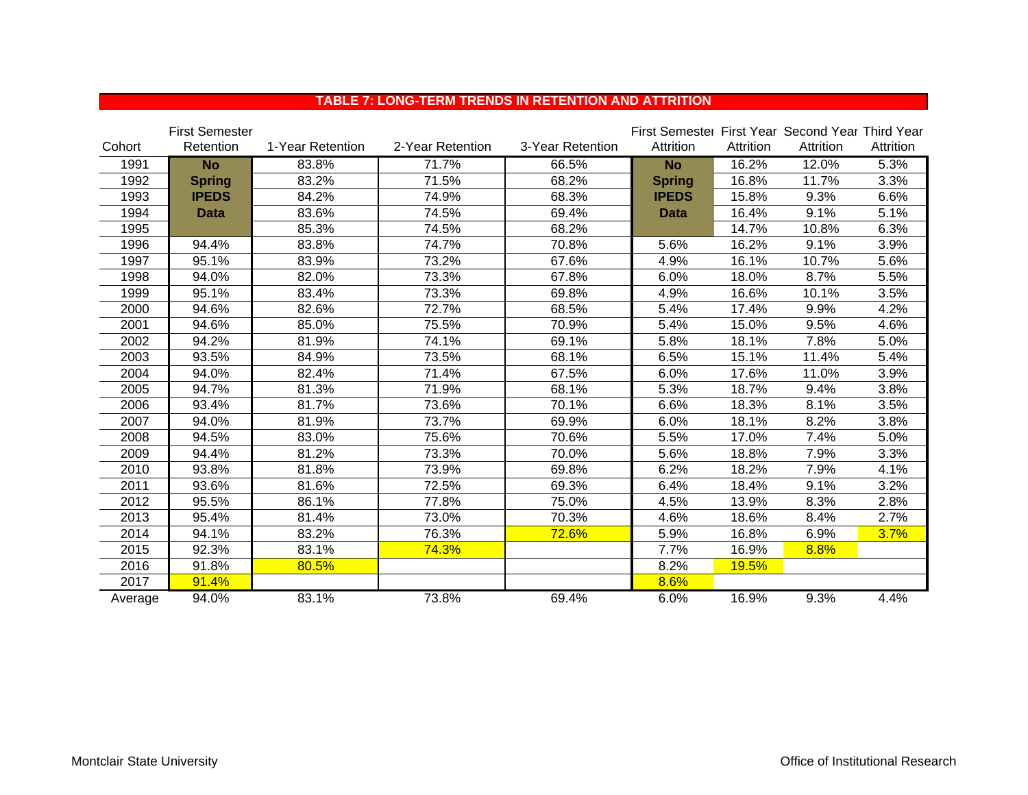## TABLE 7: LONG-TERM TRENDS IN RETENTION AND ATTRITION

| Cohort | First Semester Retention | 1-Year Retention | 2-Year Retention | 3-Year Retention | First Semester Attrition | First Year Attrition | Second Year Attrition | Third Year Attrition |
|---|---|---|---|---|---|---|---|---|
| 1991 | **No Spring IPEDS Data** | 83.8% | 71.7% | 66.5% | **No Spring IPEDS Data** | 16.2% | 12.0% | 5.3% |
| 1992 | | 83.2% | 71.5% | 68.2% | | 16.8% | 11.7% | 3.3% |
| 1993 | | 84.2% | 74.9% | 68.3% | | 15.8% | 9.3% | 6.6% |
| 1994 | | 83.6% | 74.5% | 69.4% | | 16.4% | 9.1% | 5.1% |
| 1995 | | 85.3% | 74.5% | 68.2% | | 14.7% | 10.8% | 6.3% |
| 1996 | 94.4% | 83.8% | 74.7% | 70.8% | 5.6% | 16.2% | 9.1% | 3.9% |
| 1997 | 95.1% | 83.9% | 73.2% | 67.6% | 4.9% | 16.1% | 10.7% | 5.6% |
| 1998 | 94.0% | 82.0% | 73.3% | 67.8% | 6.0% | 18.0% | 8.7% | 5.5% |
| 1999 | 95.1% | 83.4% | 73.3% | 69.8% | 4.9% | 16.6% | 10.1% | 3.5% |
| 2000 | 94.6% | 82.6% | 72.7% | 68.5% | 5.4% | 17.4% | 9.9% | 4.2% |
| 2001 | 94.6% | 85.0% | 75.5% | 70.9% | 5.4% | 15.0% | 9.5% | 4.6% |
| 2002 | 94.2% | 81.9% | 74.1% | 69.1% | 5.8% | 18.1% | 7.8% | 5.0% |
| 2003 | 93.5% | 84.9% | 73.5% | 68.1% | 6.5% | 15.1% | 11.4% | 5.4% |
| 2004 | 94.0% | 82.4% | 71.4% | 67.5% | 6.0% | 17.6% | 11.0% | 3.9% |
| 2005 | 94.7% | 81.3% | 71.9% | 68.1% | 5.3% | 18.7% | 9.4% | 3.8% |
| 2006 | 93.4% | 81.7% | 73.6% | 70.1% | 6.6% | 18.3% | 8.1% | 3.5% |
| 2007 | 94.0% | 81.9% | 73.7% | 69.9% | 6.0% | 18.1% | 8.2% | 3.8% |
| 2008 | 94.5% | 83.0% | 75.6% | 70.6% | 5.5% | 17.0% | 7.4% | 5.0% |
| 2009 | 94.4% | 81.2% | 73.3% | 70.0% | 5.6% | 18.8% | 7.9% | 3.3% |
| 2010 | 93.8% | 81.8% | 73.9% | 69.8% | 6.2% | 18.2% | 7.9% | 4.1% |
| 2011 | 93.6% | 81.6% | 72.5% | 69.3% | 6.4% | 18.4% | 9.1% | 3.2% |
| 2012 | 95.5% | 86.1% | 77.8% | 75.0% | 4.5% | 13.9% | 8.3% | 2.8% |
| 2013 | 95.4% | 81.4% | 73.0% | 70.3% | 4.6% | 18.6% | 8.4% | 2.7% |
| 2014 | 94.1% | 83.2% | 76.3% | 72.6% | 5.9% | 16.8% | 6.9% | 3.7% |
| 2015 | 92.3% | 83.1% | 74.3% | | 7.7% | 16.9% | 8.8% | |
| 2016 | 91.8% | 80.5% | | | 8.2% | 19.5% | | |
| 2017 | 91.4% | | | | 8.6% | | | |
| Average | 94.0% | 83.1% | 73.8% | 69.4% | 6.0% | 16.9% | 9.3% | 4.4% |

Montclair State University — Office of Institutional Research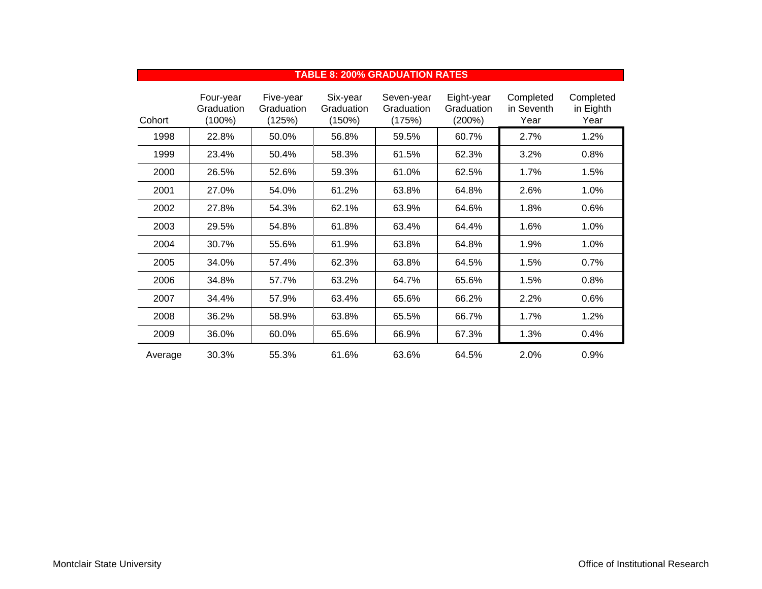## TABLE 8: 200% GRADUATION RATES

| Cohort | Four-year Graduation (100%) | Five-year Graduation (125%) | Six-year Graduation (150%) | Seven-year Graduation (175%) | Eight-year Graduation (200%) | Completed in Seventh Year | Completed in Eighth Year |
|---|---|---|---|---|---|---|---|
| 1998 | 22.8% | 50.0% | 56.8% | 59.5% | 60.7% | 2.7% | 1.2% |
| 1999 | 23.4% | 50.4% | 58.3% | 61.5% | 62.3% | 3.2% | 0.8% |
| 2000 | 26.5% | 52.6% | 59.3% | 61.0% | 62.5% | 1.7% | 1.5% |
| 2001 | 27.0% | 54.0% | 61.2% | 63.8% | 64.8% | 2.6% | 1.0% |
| 2002 | 27.8% | 54.3% | 62.1% | 63.9% | 64.6% | 1.8% | 0.6% |
| 2003 | 29.5% | 54.8% | 61.8% | 63.4% | 64.4% | 1.6% | 1.0% |
| 2004 | 30.7% | 55.6% | 61.9% | 63.8% | 64.8% | 1.9% | 1.0% |
| 2005 | 34.0% | 57.4% | 62.3% | 63.8% | 64.5% | 1.5% | 0.7% |
| 2006 | 34.8% | 57.7% | 63.2% | 64.7% | 65.6% | 1.5% | 0.8% |
| 2007 | 34.4% | 57.9% | 63.4% | 65.6% | 66.2% | 2.2% | 0.6% |
| 2008 | 36.2% | 58.9% | 63.8% | 65.5% | 66.7% | 1.7% | 1.2% |
| 2009 | 36.0% | 60.0% | 65.6% | 66.9% | 67.3% | 1.3% | 0.4% |
| Average | 30.3% | 55.3% | 61.6% | 63.6% | 64.5% | 2.0% | 0.9% |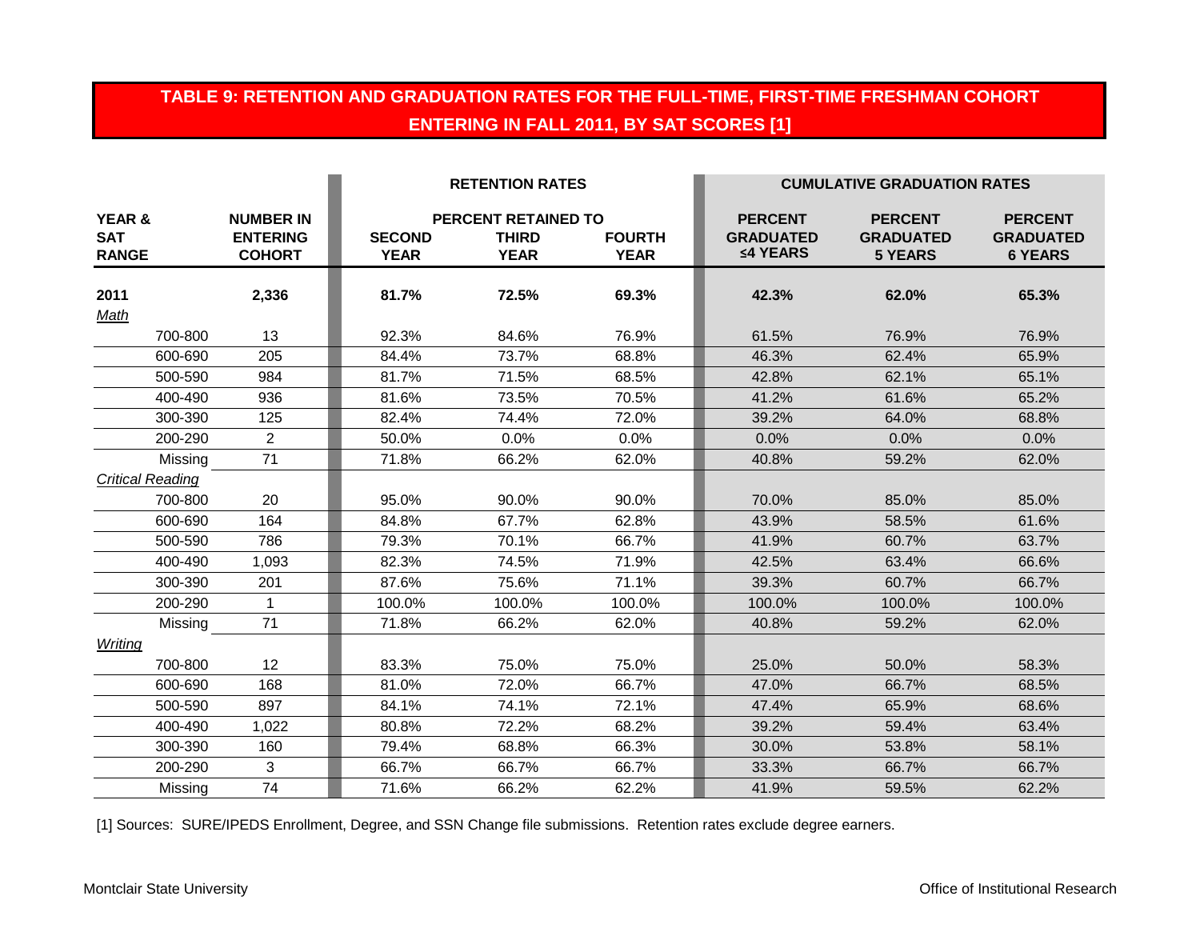# TABLE 9: RETENTION AND GRADUATION RATES FOR THE FULL-TIME, FIRST-TIME FRESHMAN COHORT ENTERING IN FALL 2011, BY SAT SCORES [1]

| YEAR & SAT RANGE | NUMBER IN ENTERING COHORT | RETENTION RATES | | | CUMULATIVE GRADUATION RATES | | |
|---|---|---|---|---|---|---|---|
| | | PERCENT RETAINED TO | | | | | |
| | | SECOND YEAR | THIRD YEAR | FOURTH YEAR | PERCENT GRADUATED ≤4 YEARS | PERCENT GRADUATED 5 YEARS | PERCENT GRADUATED 6 YEARS |
| **2011** | **2,336** | **81.7%** | **72.5%** | **69.3%** | **42.3%** | **62.0%** | **65.3%** |
| *Math* | | | | | | | |
| 700-800 | 13 | 92.3% | 84.6% | 76.9% | 61.5% | 76.9% | 76.9% |
| 600-690 | 205 | 84.4% | 73.7% | 68.8% | 46.3% | 62.4% | 65.9% |
| 500-590 | 984 | 81.7% | 71.5% | 68.5% | 42.8% | 62.1% | 65.1% |
| 400-490 | 936 | 81.6% | 73.5% | 70.5% | 41.2% | 61.6% | 65.2% |
| 300-390 | 125 | 82.4% | 74.4% | 72.0% | 39.2% | 64.0% | 68.8% |
| 200-290 | 2 | 50.0% | 0.0% | 0.0% | 0.0% | 0.0% | 0.0% |
| Missing | 71 | 71.8% | 66.2% | 62.0% | 40.8% | 59.2% | 62.0% |
| *Critical Reading* | | | | | | | |
| 700-800 | 20 | 95.0% | 90.0% | 90.0% | 70.0% | 85.0% | 85.0% |
| 600-690 | 164 | 84.8% | 67.7% | 62.8% | 43.9% | 58.5% | 61.6% |
| 500-590 | 786 | 79.3% | 70.1% | 66.7% | 41.9% | 60.7% | 63.7% |
| 400-490 | 1,093 | 82.3% | 74.5% | 71.9% | 42.5% | 63.4% | 66.6% |
| 300-390 | 201 | 87.6% | 75.6% | 71.1% | 39.3% | 60.7% | 66.7% |
| 200-290 | 1 | 100.0% | 100.0% | 100.0% | 100.0% | 100.0% | 100.0% |
| Missing | 71 | 71.8% | 66.2% | 62.0% | 40.8% | 59.2% | 62.0% |
| *Writing* | | | | | | | |
| 700-800 | 12 | 83.3% | 75.0% | 75.0% | 25.0% | 50.0% | 58.3% |
| 600-690 | 168 | 81.0% | 72.0% | 66.7% | 47.0% | 66.7% | 68.5% |
| 500-590 | 897 | 84.1% | 74.1% | 72.1% | 47.4% | 65.9% | 68.6% |
| 400-490 | 1,022 | 80.8% | 72.2% | 68.2% | 39.2% | 59.4% | 63.4% |
| 300-390 | 160 | 79.4% | 68.8% | 66.3% | 30.0% | 53.8% | 58.1% |
| 200-290 | 3 | 66.7% | 66.7% | 66.7% | 33.3% | 66.7% | 66.7% |
| Missing | 74 | 71.6% | 66.2% | 62.2% | 41.9% | 59.5% | 62.2% |

[1] Sources: SURE/IPEDS Enrollment, Degree, and SSN Change file submissions. Retention rates exclude degree earners.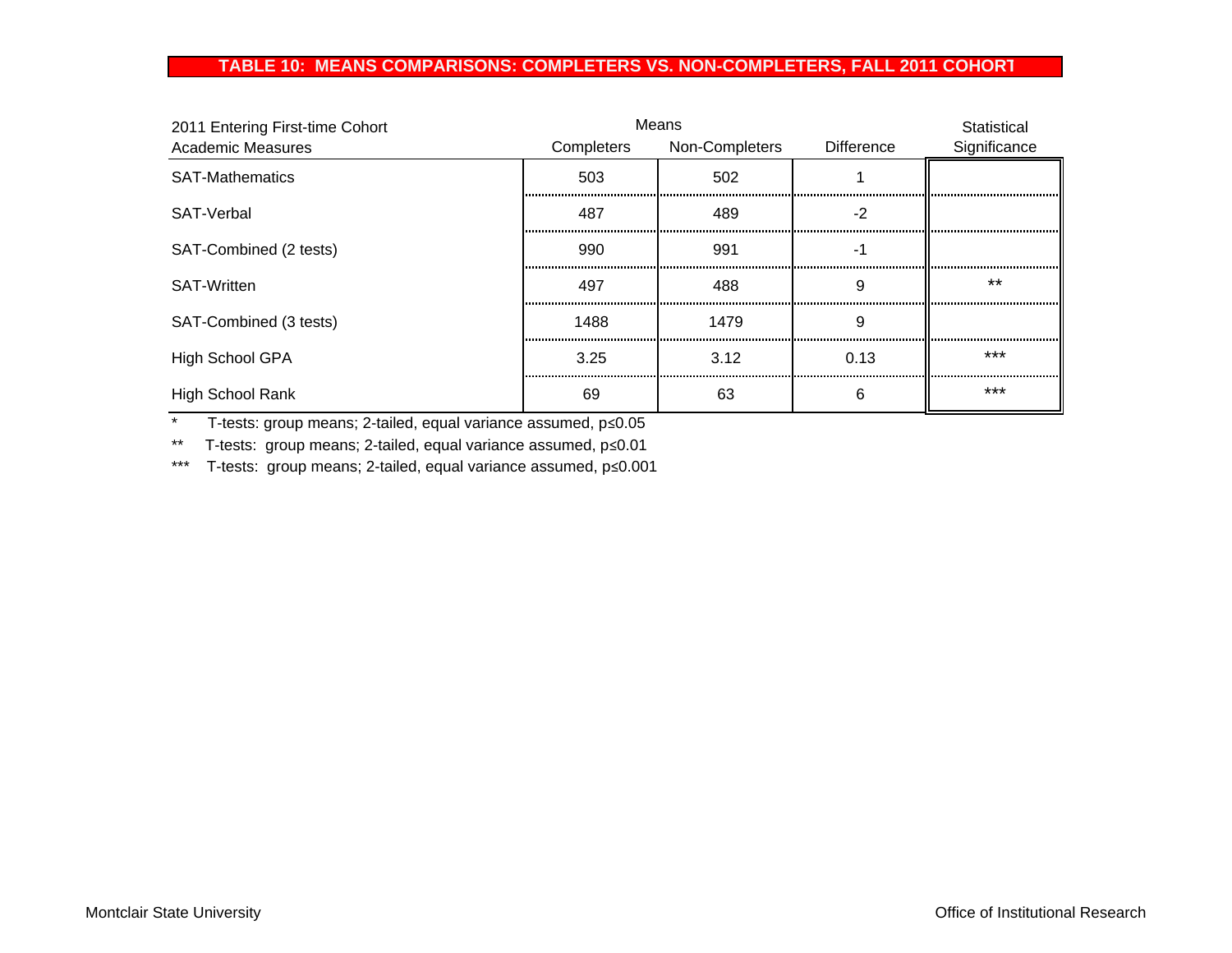## TABLE 10: MEANS COMPARISONS: COMPLETERS VS. NON-COMPLETERS, FALL 2011 COHORT

| 2011 Entering First-time Cohort Academic Measures | Means | | | Statistical Significance |
|---|---|---|---|---|
| | Completers | Non-Completers | Difference | |
| SAT-Mathematics | 503 | 502 | 1 | |
| SAT-Verbal | 487 | 489 | -2 | |
| SAT-Combined (2 tests) | 990 | 991 | -1 | |
| SAT-Written | 497 | 488 | 9 | ** |
| SAT-Combined (3 tests) | 1488 | 1479 | 9 | |
| High School GPA | 3.25 | 3.12 | 0.13 | *** |
| High School Rank | 69 | 63 | 6 | *** |

\* T-tests: group means; 2-tailed, equal variance assumed, $p \leq 0.05$

\*\* T-tests: group means; 2-tailed, equal variance assumed, $p \leq 0.01$

\*\*\* T-tests: group means; 2-tailed, equal variance assumed, $p \leq 0.001$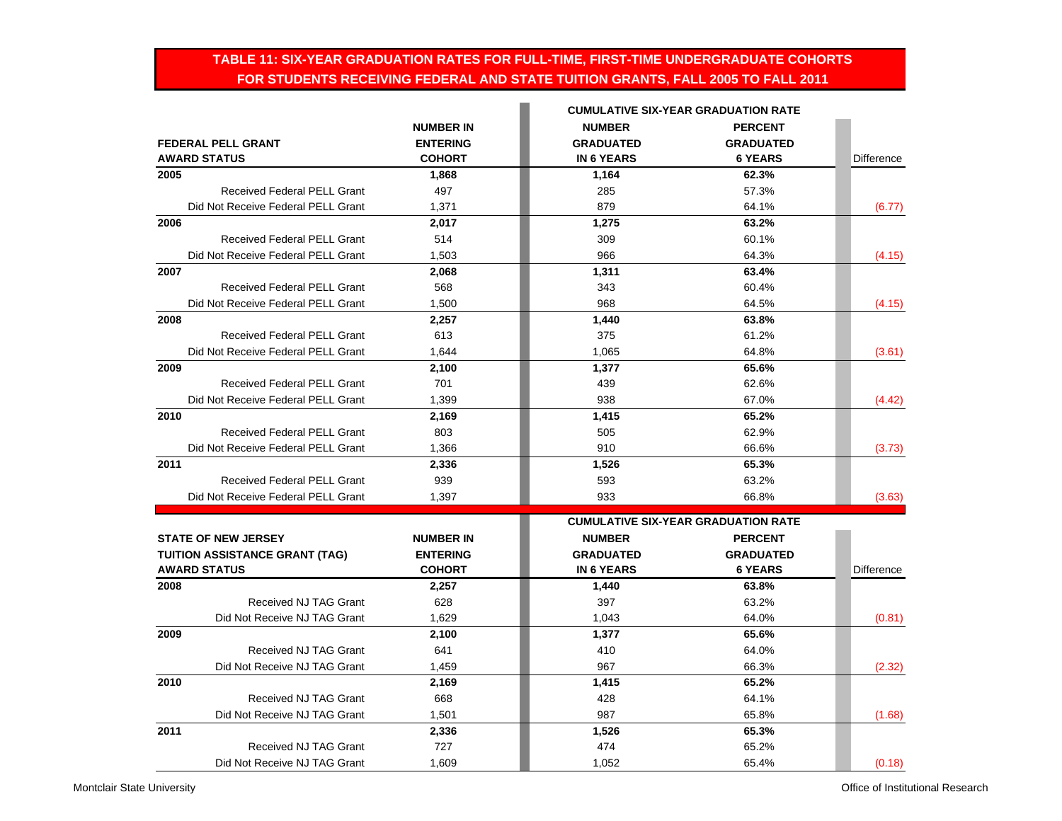## TABLE 11: SIX-YEAR GRADUATION RATES FOR FULL-TIME, FIRST-TIME UNDERGRADUATE COHORTS FOR STUDENTS RECEIVING FEDERAL AND STATE TUITION GRANTS, FALL 2005 TO FALL 2011

| FEDERAL PELL GRANT AWARD STATUS | NUMBER IN ENTERING COHORT | CUMULATIVE SIX-YEAR GRADUATION RATE: NUMBER GRADUATED IN 6 YEARS | CUMULATIVE SIX-YEAR GRADUATION RATE: PERCENT GRADUATED 6 YEARS | Difference |
|---|---|---|---|---|
| **2005** | **1,868** | **1,164** | **62.3%** | |
| Received Federal PELL Grant | 497 | 285 | 57.3% | |
| Did Not Receive Federal PELL Grant | 1,371 | 879 | 64.1% | (6.77) |
| **2006** | **2,017** | **1,275** | **63.2%** | |
| Received Federal PELL Grant | 514 | 309 | 60.1% | |
| Did Not Receive Federal PELL Grant | 1,503 | 966 | 64.3% | (4.15) |
| **2007** | **2,068** | **1,311** | **63.4%** | |
| Received Federal PELL Grant | 568 | 343 | 60.4% | |
| Did Not Receive Federal PELL Grant | 1,500 | 968 | 64.5% | (4.15) |
| **2008** | **2,257** | **1,440** | **63.8%** | |
| Received Federal PELL Grant | 613 | 375 | 61.2% | |
| Did Not Receive Federal PELL Grant | 1,644 | 1,065 | 64.8% | (3.61) |
| **2009** | **2,100** | **1,377** | **65.6%** | |
| Received Federal PELL Grant | 701 | 439 | 62.6% | |
| Did Not Receive Federal PELL Grant | 1,399 | 938 | 67.0% | (4.42) |
| **2010** | **2,169** | **1,415** | **65.2%** | |
| Received Federal PELL Grant | 803 | 505 | 62.9% | |
| Did Not Receive Federal PELL Grant | 1,366 | 910 | 66.6% | (3.73) |
| **2011** | **2,336** | **1,526** | **65.3%** | |
| Received Federal PELL Grant | 939 | 593 | 63.2% | |
| Did Not Receive Federal PELL Grant | 1,397 | 933 | 66.8% | (3.63) |

| STATE OF NEW JERSEY TUITION ASSISTANCE GRANT (TAG) AWARD STATUS | NUMBER IN ENTERING COHORT | CUMULATIVE SIX-YEAR GRADUATION RATE: NUMBER GRADUATED IN 6 YEARS | CUMULATIVE SIX-YEAR GRADUATION RATE: PERCENT GRADUATED 6 YEARS | Difference |
|---|---|---|---|---|
| **2008** | **2,257** | **1,440** | **63.8%** | |
| Received NJ TAG Grant | 628 | 397 | 63.2% | |
| Did Not Receive NJ TAG Grant | 1,629 | 1,043 | 64.0% | (0.81) |
| **2009** | **2,100** | **1,377** | **65.6%** | |
| Received NJ TAG Grant | 641 | 410 | 64.0% | |
| Did Not Receive NJ TAG Grant | 1,459 | 967 | 66.3% | (2.32) |
| **2010** | **2,169** | **1,415** | **65.2%** | |
| Received NJ TAG Grant | 668 | 428 | 64.1% | |
| Did Not Receive NJ TAG Grant | 1,501 | 987 | 65.8% | (1.68) |
| **2011** | **2,336** | **1,526** | **65.3%** | |
| Received NJ TAG Grant | 727 | 474 | 65.2% | |
| Did Not Receive NJ TAG Grant | 1,609 | 1,052 | 65.4% | (0.18) |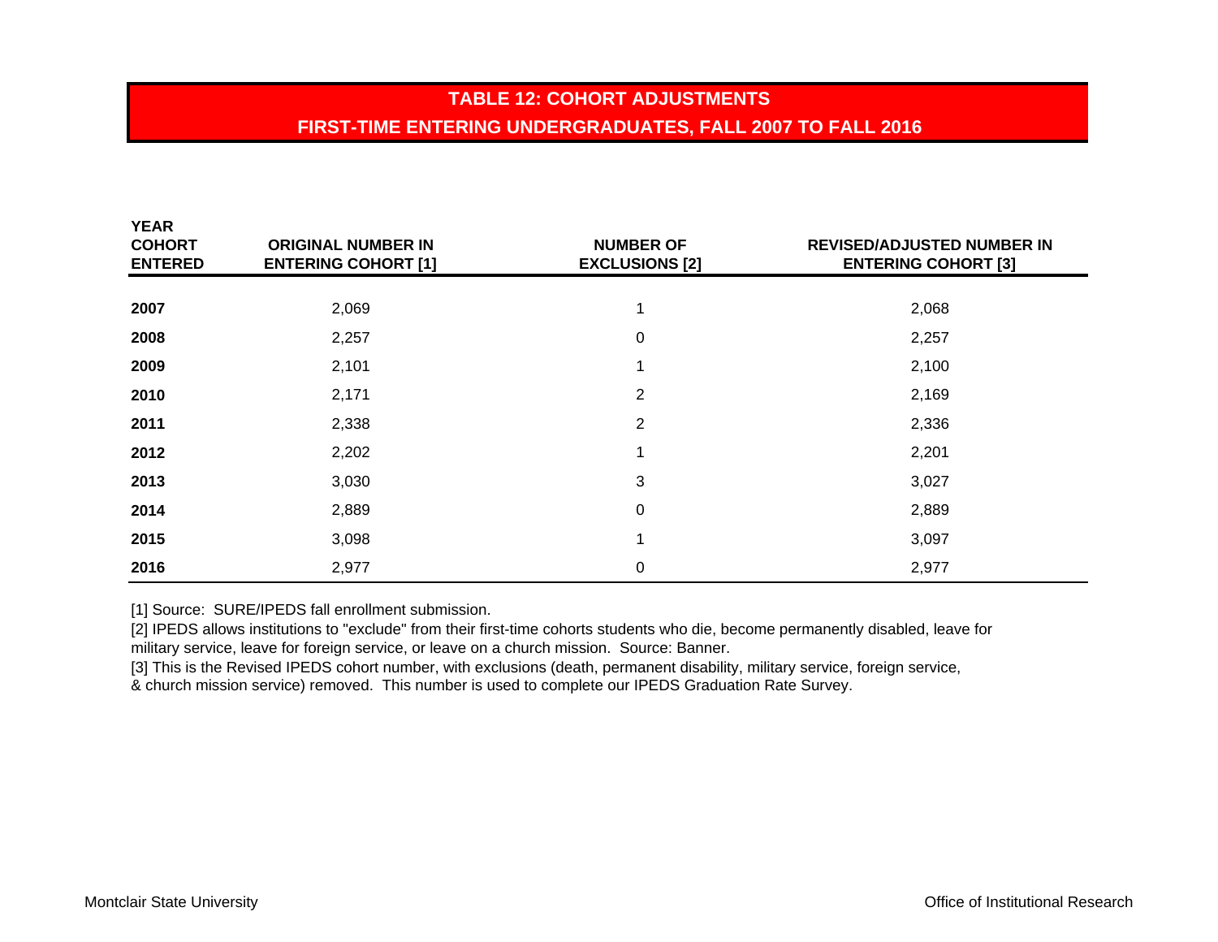## TABLE 12: COHORT ADJUSTMENTS
## FIRST-TIME ENTERING UNDERGRADUATES, FALL 2007 TO FALL 2016

| YEAR COHORT ENTERED | ORIGINAL NUMBER IN ENTERING COHORT [1] | NUMBER OF EXCLUSIONS [2] | REVISED/ADJUSTED NUMBER IN ENTERING COHORT [3] |
|---|---|---|---|
| **2007** | 2,069 | 1 | 2,068 |
| **2008** | 2,257 | 0 | 2,257 |
| **2009** | 2,101 | 1 | 2,100 |
| **2010** | 2,171 | 2 | 2,169 |
| **2011** | 2,338 | 2 | 2,336 |
| **2012** | 2,202 | 1 | 2,201 |
| **2013** | 3,030 | 3 | 3,027 |
| **2014** | 2,889 | 0 | 2,889 |
| **2015** | 3,098 | 1 | 3,097 |
| **2016** | 2,977 | 0 | 2,977 |

[1] Source: SURE/IPEDS fall enrollment submission.

[2] IPEDS allows institutions to "exclude" from their first-time cohorts students who die, become permanently disabled, leave for military service, leave for foreign service, or leave on a church mission. Source: Banner.

[3] This is the Revised IPEDS cohort number, with exclusions (death, permanent disability, military service, foreign service, & church mission service) removed. This number is used to complete our IPEDS Graduation Rate Survey.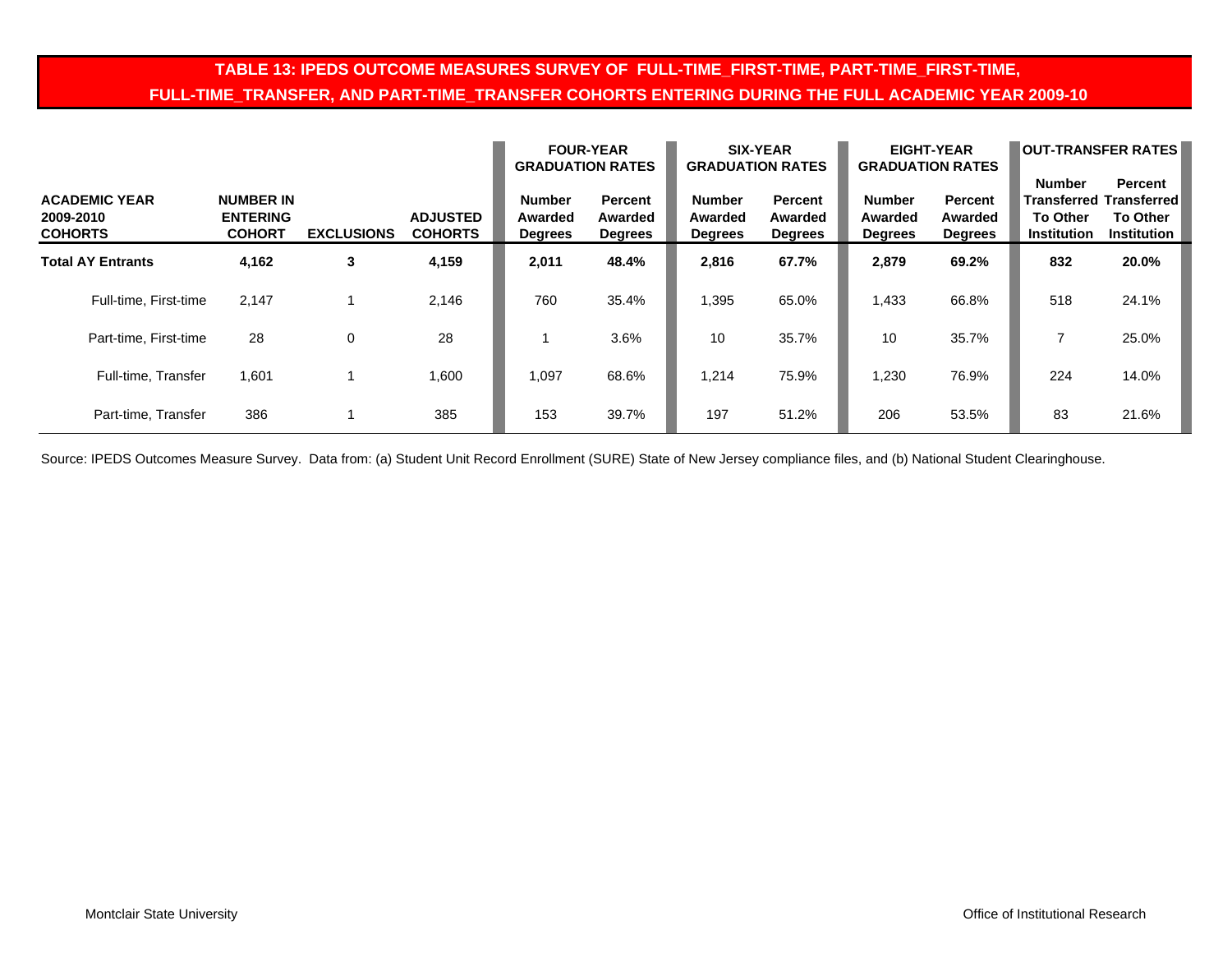# TABLE 13: IPEDS OUTCOME MEASURES SURVEY OF FULL-TIME_FIRST-TIME, PART-TIME_FIRST-TIME, FULL-TIME_TRANSFER, AND PART-TIME_TRANSFER COHORTS ENTERING DURING THE FULL ACADEMIC YEAR 2009-10

| | | | | FOUR-YEAR GRADUATION RATES | | SIX-YEAR GRADUATION RATES | | EIGHT-YEAR GRADUATION RATES | | OUT-TRANSFER RATES | |
|---|---|---|---|---|---|---|---|---|---|---|---|
| **ACADEMIC YEAR 2009-2010 COHORTS** | **NUMBER IN ENTERING COHORT** | **EXCLUSIONS** | **ADJUSTED COHORTS** | **Number Awarded Degrees** | **Percent Awarded Degrees** | **Number Awarded Degrees** | **Percent Awarded Degrees** | **Number Awarded Degrees** | **Percent Awarded Degrees** | **Number Transferred To Other Institution** | **Percent Transferred To Other Institution** |
| **Total AY Entrants** | **4,162** | **3** | **4,159** | **2,011** | **48.4%** | **2,816** | **67.7%** | **2,879** | **69.2%** | **832** | **20.0%** |
| Full-time, First-time | 2,147 | 1 | 2,146 | 760 | 35.4% | 1,395 | 65.0% | 1,433 | 66.8% | 518 | 24.1% |
| Part-time, First-time | 28 | 0 | 28 | 1 | 3.6% | 10 | 35.7% | 10 | 35.7% | 7 | 25.0% |
| Full-time, Transfer | 1,601 | 1 | 1,600 | 1,097 | 68.6% | 1,214 | 75.9% | 1,230 | 76.9% | 224 | 14.0% |
| Part-time, Transfer | 386 | 1 | 385 | 153 | 39.7% | 197 | 51.2% | 206 | 53.5% | 83 | 21.6% |

Source: IPEDS Outcomes Measure Survey. Data from: (a) Student Unit Record Enrollment (SURE) State of New Jersey compliance files, and (b) National Student Clearinghouse.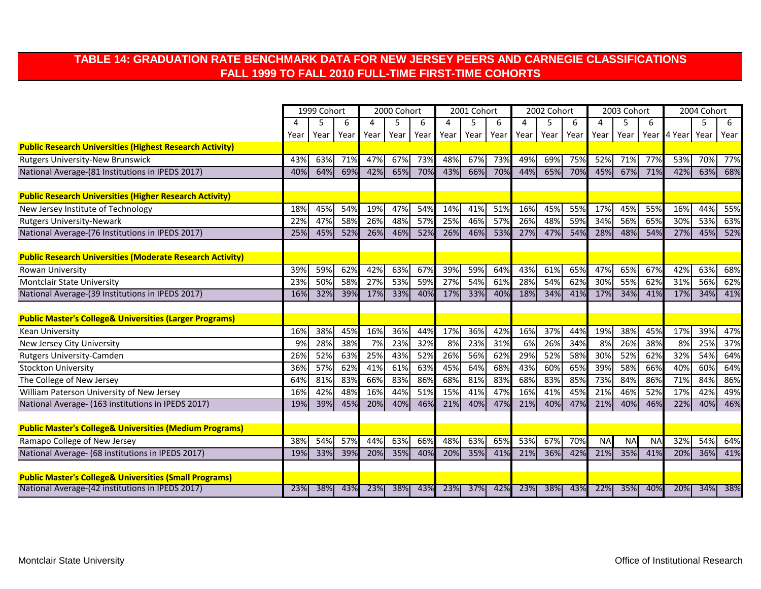# TABLE 14: GRADUATION RATE BENCHMARK DATA FOR NEW JERSEY PEERS AND CARNEGIE CLASSIFICATIONS FALL 1999 TO FALL 2010 FULL-TIME FIRST-TIME COHORTS

| | 1999 Cohort | | | 2000 Cohort | | | 2001 Cohort | | | 2002 Cohort | | | 2003 Cohort | | | 2004 Cohort | | |
|---|---|---|---|---|---|---|---|---|---|---|---|---|---|---|---|---|---|---|
| | 4 Year | 5 Year | 6 Year | 4 Year | 5 Year | 6 Year | 4 Year | 5 Year | 6 Year | 4 Year | 5 Year | 6 Year | 4 Year | 5 Year | 6 Year | 4 Year | 5 Year | 6 Year |
| **Public Research Universities (Highest Research Activity)** | | | | | | | | | | | | | | | | | | |
| Rutgers University-New Brunswick | 43% | 63% | 71% | 47% | 67% | 73% | 48% | 67% | 73% | 49% | 69% | 75% | 52% | 71% | 77% | 53% | 70% | 77% |
| National Average-(81 Institutions in IPEDS 2017) | 40% | 64% | 69% | 42% | 65% | 70% | 43% | 66% | 70% | 44% | 65% | 70% | 45% | 67% | 71% | 42% | 63% | 68% |
| **Public Research Universities (Higher Research Activity)** | | | | | | | | | | | | | | | | | | |
| New Jersey Institute of Technology | 18% | 45% | 54% | 19% | 47% | 54% | 14% | 41% | 51% | 16% | 45% | 55% | 17% | 45% | 55% | 16% | 44% | 55% |
| Rutgers University-Newark | 22% | 47% | 58% | 26% | 48% | 57% | 25% | 46% | 57% | 26% | 48% | 59% | 34% | 56% | 65% | 30% | 53% | 63% |
| National Average-(76 Institutions in IPEDS 2017) | 25% | 45% | 52% | 26% | 46% | 52% | 26% | 46% | 53% | 27% | 47% | 54% | 28% | 48% | 54% | 27% | 45% | 52% |
| **Public Research Universities (Moderate Research Activity)** | | | | | | | | | | | | | | | | | | |
| Rowan University | 39% | 59% | 62% | 42% | 63% | 67% | 39% | 59% | 64% | 43% | 61% | 65% | 47% | 65% | 67% | 42% | 63% | 68% |
| Montclair State University | 23% | 50% | 58% | 27% | 53% | 59% | 27% | 54% | 61% | 28% | 54% | 62% | 30% | 55% | 62% | 31% | 56% | 62% |
| National Average-(39 Institutions in IPEDS 2017) | 16% | 32% | 39% | 17% | 33% | 40% | 17% | 33% | 40% | 18% | 34% | 41% | 17% | 34% | 41% | 17% | 34% | 41% |
| **Public Master's College& Universities (Larger Programs)** | | | | | | | | | | | | | | | | | | |
| Kean University | 16% | 38% | 45% | 16% | 36% | 44% | 17% | 36% | 42% | 16% | 37% | 44% | 19% | 38% | 45% | 17% | 39% | 47% |
| New Jersey City University | 9% | 28% | 38% | 7% | 23% | 32% | 8% | 23% | 31% | 6% | 26% | 34% | 8% | 26% | 38% | 8% | 25% | 37% |
| Rutgers University-Camden | 26% | 52% | 63% | 25% | 43% | 52% | 26% | 56% | 62% | 29% | 52% | 58% | 30% | 52% | 62% | 32% | 54% | 64% |
| Stockton University | 36% | 57% | 62% | 41% | 61% | 63% | 45% | 64% | 68% | 43% | 60% | 65% | 39% | 58% | 66% | 40% | 60% | 64% |
| The College of New Jersey | 64% | 81% | 83% | 66% | 83% | 86% | 68% | 81% | 83% | 68% | 83% | 85% | 73% | 84% | 86% | 71% | 84% | 86% |
| William Paterson University of New Jersey | 16% | 42% | 48% | 16% | 44% | 51% | 15% | 41% | 47% | 16% | 41% | 45% | 21% | 46% | 52% | 17% | 42% | 49% |
| National Average- (163 institutions in IPEDS 2017) | 19% | 39% | 45% | 20% | 40% | 46% | 21% | 40% | 47% | 21% | 40% | 47% | 21% | 40% | 46% | 22% | 40% | 46% |
| **Public Master's College& Universities (Medium Programs)** | | | | | | | | | | | | | | | | | | |
| Ramapo College of New Jersey | 38% | 54% | 57% | 44% | 63% | 66% | 48% | 63% | 65% | 53% | 67% | 70% | NA | NA | NA | 32% | 54% | 64% |
| National Average- (68 institutions in IPEDS 2017) | 19% | 33% | 39% | 20% | 35% | 40% | 20% | 35% | 41% | 21% | 36% | 42% | 21% | 35% | 41% | 20% | 36% | 41% |
| **Public Master's College& Universities (Small Programs)** | | | | | | | | | | | | | | | | | | |
| National Average-(42 institutions in IPEDS 2017) | 23% | 38% | 43% | 23% | 38% | 43% | 23% | 37% | 42% | 23% | 38% | 43% | 22% | 35% | 40% | 20% | 34% | 38% |

Montclair State University — Office of Institutional Research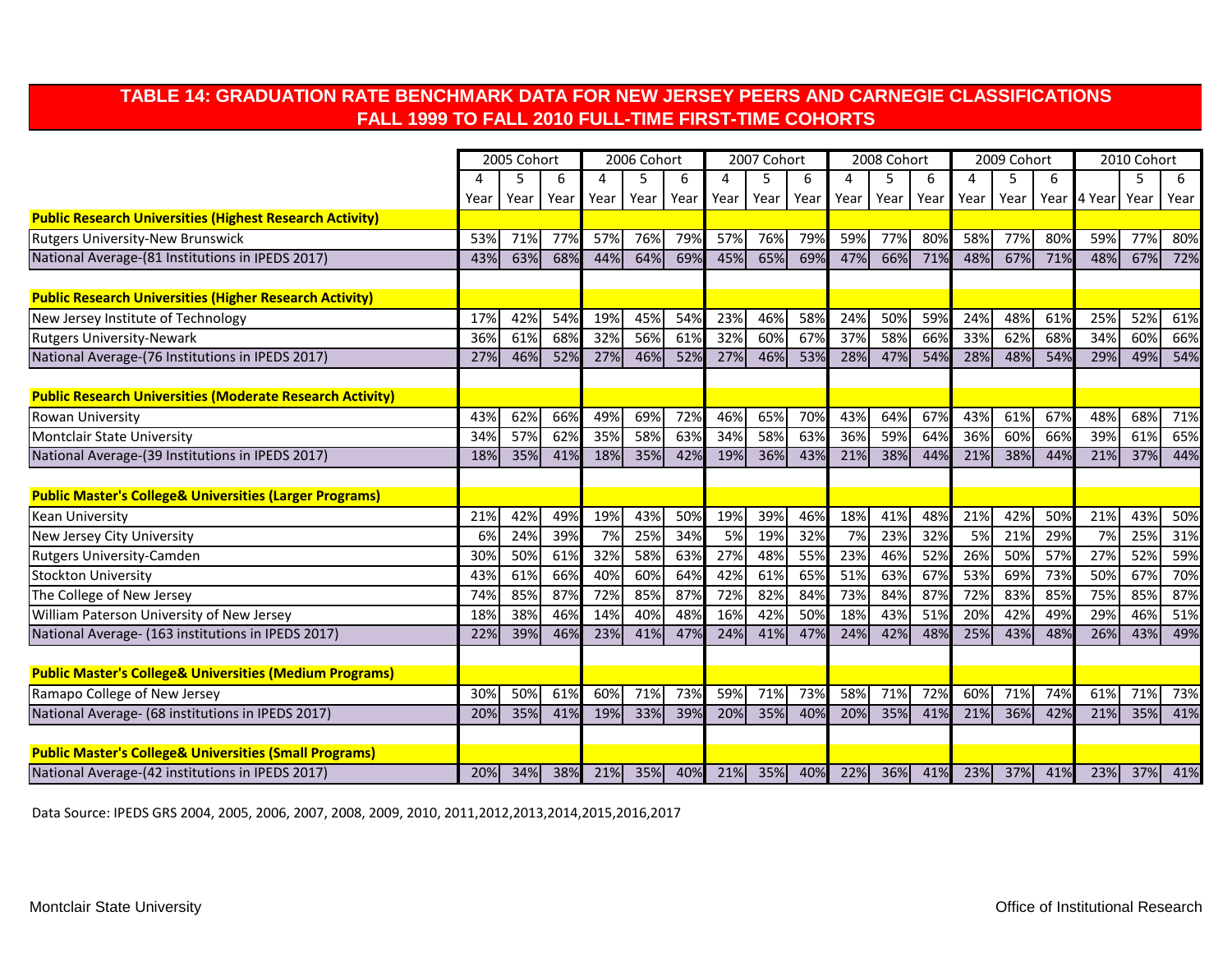# TABLE 14: GRADUATION RATE BENCHMARK DATA FOR NEW JERSEY PEERS AND CARNEGIE CLASSIFICATIONS FALL 1999 TO FALL 2010 FULL-TIME FIRST-TIME COHORTS

| | 2005 Cohort | | | 2006 Cohort | | | 2007 Cohort | | | 2008 Cohort | | | 2009 Cohort | | | 2010 Cohort | | |
|---|---|---|---|---|---|---|---|---|---|---|---|---|---|---|---|---|---|---|
| | 4 Year | 5 Year | 6 Year | 4 Year | 5 Year | 6 Year | 4 Year | 5 Year | 6 Year | 4 Year | 5 Year | 6 Year | 4 Year | 5 Year | 6 Year | 4 Year | 5 Year | 6 Year |
| **Public Research Universities (Highest Research Activity)** | | | | | | | | | | | | | | | | | | |
| Rutgers University-New Brunswick | 53% | 71% | 77% | 57% | 76% | 79% | 57% | 76% | 79% | 59% | 77% | 80% | 58% | 77% | 80% | 59% | 77% | 80% |
| National Average-(81 Institutions in IPEDS 2017) | 43% | 63% | 68% | 44% | 64% | 69% | 45% | 65% | 69% | 47% | 66% | 71% | 48% | 67% | 71% | 48% | 67% | 72% |
| **Public Research Universities (Higher Research Activity)** | | | | | | | | | | | | | | | | | | |
| New Jersey Institute of Technology | 17% | 42% | 54% | 19% | 45% | 54% | 23% | 46% | 58% | 24% | 50% | 59% | 24% | 48% | 61% | 25% | 52% | 61% |
| Rutgers University-Newark | 36% | 61% | 68% | 32% | 56% | 61% | 32% | 60% | 67% | 37% | 58% | 66% | 33% | 62% | 68% | 34% | 60% | 66% |
| National Average-(76 Institutions in IPEDS 2017) | 27% | 46% | 52% | 27% | 46% | 52% | 27% | 46% | 53% | 28% | 47% | 54% | 28% | 48% | 54% | 29% | 49% | 54% |
| **Public Research Universities (Moderate Research Activity)** | | | | | | | | | | | | | | | | | | |
| Rowan University | 43% | 62% | 66% | 49% | 69% | 72% | 46% | 65% | 70% | 43% | 64% | 67% | 43% | 61% | 67% | 48% | 68% | 71% |
| Montclair State University | 34% | 57% | 62% | 35% | 58% | 63% | 34% | 58% | 63% | 36% | 59% | 64% | 36% | 60% | 66% | 39% | 61% | 65% |
| National Average-(39 Institutions in IPEDS 2017) | 18% | 35% | 41% | 18% | 35% | 42% | 19% | 36% | 43% | 21% | 38% | 44% | 21% | 38% | 44% | 21% | 37% | 44% |
| **Public Master's College& Universities (Larger Programs)** | | | | | | | | | | | | | | | | | | |
| Kean University | 21% | 42% | 49% | 19% | 43% | 50% | 19% | 39% | 46% | 18% | 41% | 48% | 21% | 42% | 50% | 21% | 43% | 50% |
| New Jersey City University | 6% | 24% | 39% | 7% | 25% | 34% | 5% | 19% | 32% | 7% | 23% | 32% | 5% | 21% | 29% | 7% | 25% | 31% |
| Rutgers University-Camden | 30% | 50% | 61% | 32% | 58% | 63% | 27% | 48% | 55% | 23% | 46% | 52% | 26% | 50% | 57% | 27% | 52% | 59% |
| Stockton University | 43% | 61% | 66% | 40% | 60% | 64% | 42% | 61% | 65% | 51% | 63% | 67% | 53% | 69% | 73% | 50% | 67% | 70% |
| The College of New Jersey | 74% | 85% | 87% | 72% | 85% | 87% | 72% | 82% | 84% | 73% | 84% | 87% | 72% | 83% | 85% | 75% | 85% | 87% |
| William Paterson University of New Jersey | 18% | 38% | 46% | 14% | 40% | 48% | 16% | 42% | 50% | 18% | 43% | 51% | 20% | 42% | 49% | 29% | 46% | 51% |
| National Average- (163 institutions in IPEDS 2017) | 22% | 39% | 46% | 23% | 41% | 47% | 24% | 41% | 47% | 24% | 42% | 48% | 25% | 43% | 48% | 26% | 43% | 49% |
| **Public Master's College& Universities (Medium Programs)** | | | | | | | | | | | | | | | | | | |
| Ramapo College of New Jersey | 30% | 50% | 61% | 60% | 71% | 73% | 59% | 71% | 73% | 58% | 71% | 72% | 60% | 71% | 74% | 61% | 71% | 73% |
| National Average- (68 institutions in IPEDS 2017) | 20% | 35% | 41% | 19% | 33% | 39% | 20% | 35% | 40% | 20% | 35% | 41% | 21% | 36% | 42% | 21% | 35% | 41% |
| **Public Master's College& Universities (Small Programs)** | | | | | | | | | | | | | | | | | | |
| National Average-(42 institutions in IPEDS 2017) | 20% | 34% | 38% | 21% | 35% | 40% | 21% | 35% | 40% | 22% | 36% | 41% | 23% | 37% | 41% | 23% | 37% | 41% |

Data Source: IPEDS GRS 2004, 2005, 2006, 2007, 2008, 2009, 2010, 2011,2012,2013,2014,2015,2016,2017